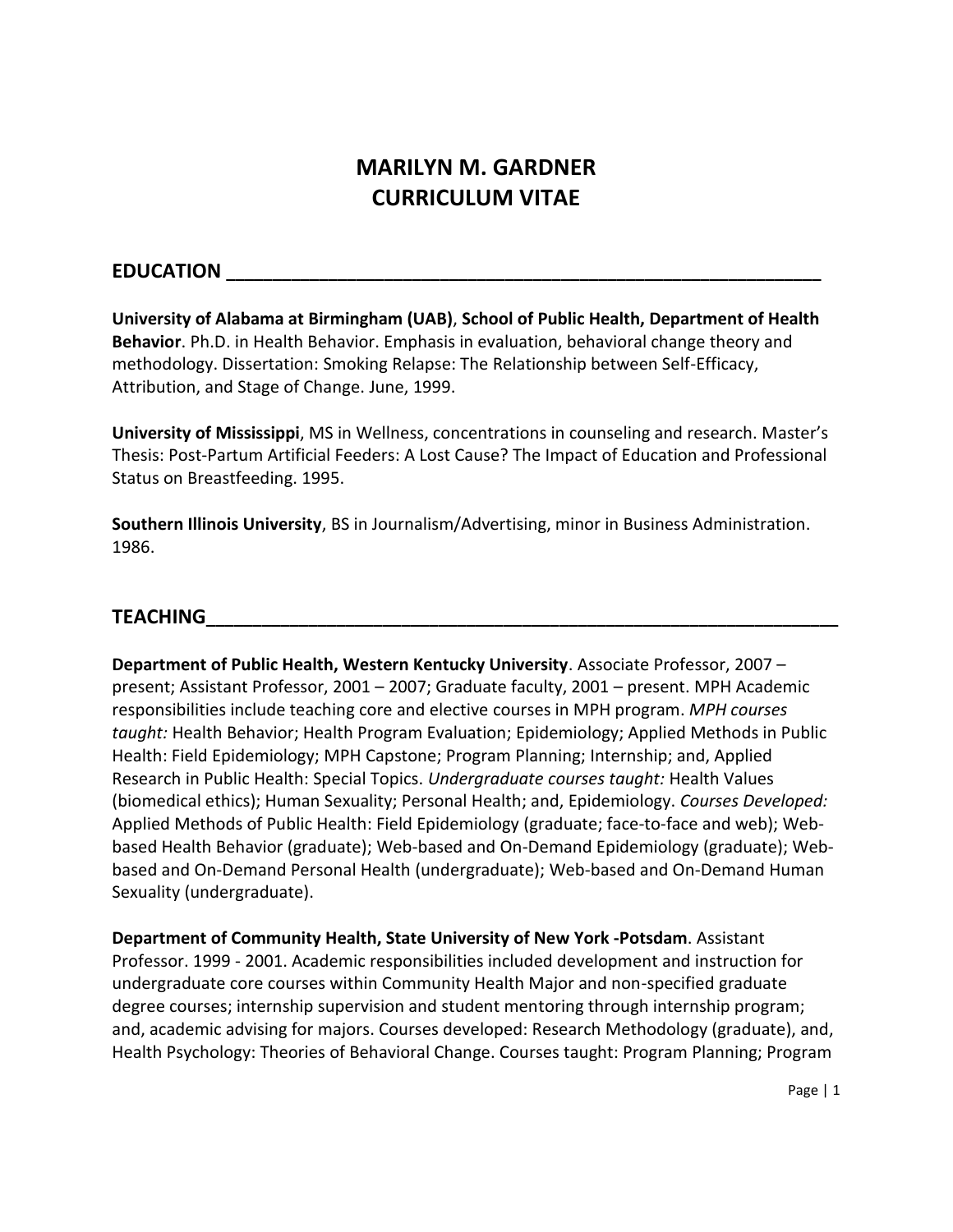# MARILYN M. GARDNER
# CURRICULUM VITAE

## EDUCATION

**University of Alabama at Birmingham (UAB)**, **School of Public Health, Department of Health Behavior**. Ph.D. in Health Behavior. Emphasis in evaluation, behavioral change theory and methodology. Dissertation: Smoking Relapse: The Relationship between Self-Efficacy, Attribution, and Stage of Change. June, 1999.

**University of Mississippi**, MS in Wellness, concentrations in counseling and research. Master's Thesis: Post-Partum Artificial Feeders: A Lost Cause? The Impact of Education and Professional Status on Breastfeeding. 1995.

**Southern Illinois University**, BS in Journalism/Advertising, minor in Business Administration. 1986.

## TEACHING

**Department of Public Health, Western Kentucky University**. Associate Professor, 2007 – present; Assistant Professor, 2001 – 2007; Graduate faculty, 2001 – present. MPH Academic responsibilities include teaching core and elective courses in MPH program. *MPH courses taught:* Health Behavior; Health Program Evaluation; Epidemiology; Applied Methods in Public Health: Field Epidemiology; MPH Capstone; Program Planning; Internship; and, Applied Research in Public Health: Special Topics. *Undergraduate courses taught:* Health Values (biomedical ethics); Human Sexuality; Personal Health; and, Epidemiology. *Courses Developed:* Applied Methods of Public Health: Field Epidemiology (graduate; face-to-face and web); Web-based Health Behavior (graduate); Web-based and On-Demand Epidemiology (graduate); Web-based and On-Demand Personal Health (undergraduate); Web-based and On-Demand Human Sexuality (undergraduate).

**Department of Community Health, State University of New York -Potsdam**. Assistant Professor. 1999 - 2001. Academic responsibilities included development and instruction for undergraduate core courses within Community Health Major and non-specified graduate degree courses; internship supervision and student mentoring through internship program; and, academic advising for majors. Courses developed: Research Methodology (graduate), and, Health Psychology: Theories of Behavioral Change. Courses taught: Program Planning; Program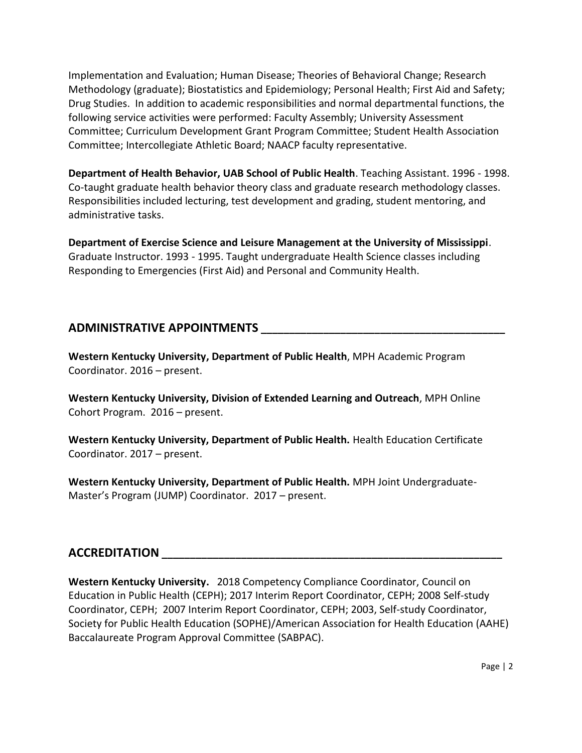Implementation and Evaluation; Human Disease; Theories of Behavioral Change; Research Methodology (graduate); Biostatistics and Epidemiology; Personal Health; First Aid and Safety; Drug Studies. In addition to academic responsibilities and normal departmental functions, the following service activities were performed: Faculty Assembly; University Assessment Committee; Curriculum Development Grant Program Committee; Student Health Association Committee; Intercollegiate Athletic Board; NAACP faculty representative.

**Department of Health Behavior, UAB School of Public Health**. Teaching Assistant. 1996 - 1998. Co-taught graduate health behavior theory class and graduate research methodology classes. Responsibilities included lecturing, test development and grading, student mentoring, and administrative tasks.

**Department of Exercise Science and Leisure Management at the University of Mississippi**. Graduate Instructor. 1993 - 1995. Taught undergraduate Health Science classes including Responding to Emergencies (First Aid) and Personal and Community Health.

## ADMINISTRATIVE APPOINTMENTS

**Western Kentucky University, Department of Public Health**, MPH Academic Program Coordinator. 2016 – present.

**Western Kentucky University, Division of Extended Learning and Outreach**, MPH Online Cohort Program. 2016 – present.

**Western Kentucky University, Department of Public Health.** Health Education Certificate Coordinator. 2017 – present.

**Western Kentucky University, Department of Public Health.** MPH Joint Undergraduate-Master's Program (JUMP) Coordinator. 2017 – present.

## ACCREDITATION

**Western Kentucky University.** 2018 Competency Compliance Coordinator, Council on Education in Public Health (CEPH); 2017 Interim Report Coordinator, CEPH; 2008 Self-study Coordinator, CEPH; 2007 Interim Report Coordinator, CEPH; 2003, Self-study Coordinator, Society for Public Health Education (SOPHE)/American Association for Health Education (AAHE) Baccalaureate Program Approval Committee (SABPAC).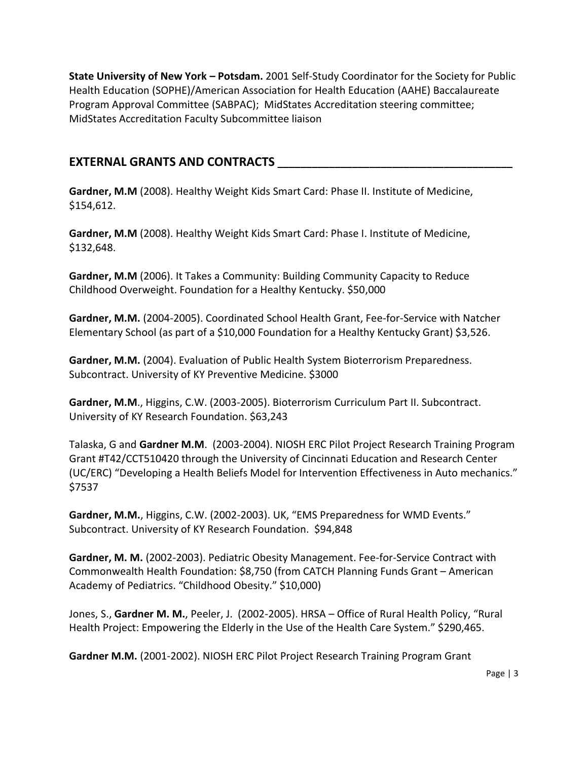**State University of New York – Potsdam.** 2001 Self-Study Coordinator for the Society for Public Health Education (SOPHE)/American Association for Health Education (AAHE) Baccalaureate Program Approval Committee (SABPAC); MidStates Accreditation steering committee; MidStates Accreditation Faculty Subcommittee liaison

## EXTERNAL GRANTS AND CONTRACTS

**Gardner, M.M** (2008). Healthy Weight Kids Smart Card: Phase II. Institute of Medicine, $154,612.

**Gardner, M.M** (2008). Healthy Weight Kids Smart Card: Phase I. Institute of Medicine, $132,648.

**Gardner, M.M** (2006). It Takes a Community: Building Community Capacity to Reduce Childhood Overweight. Foundation for a Healthy Kentucky. $50,000

**Gardner, M.M.** (2004-2005). Coordinated School Health Grant, Fee-for-Service with Natcher Elementary School (as part of a $10,000 Foundation for a Healthy Kentucky Grant) $3,526.

**Gardner, M.M.** (2004). Evaluation of Public Health System Bioterrorism Preparedness. Subcontract. University of KY Preventive Medicine. $3000

**Gardner, M.M**., Higgins, C.W. (2003-2005). Bioterrorism Curriculum Part II. Subcontract. University of KY Research Foundation. $63,243

Talaska, G and **Gardner M.M**. (2003-2004). NIOSH ERC Pilot Project Research Training Program Grant #T42/CCT510420 through the University of Cincinnati Education and Research Center (UC/ERC) "Developing a Health Beliefs Model for Intervention Effectiveness in Auto mechanics." $7537

**Gardner, M.M.**, Higgins, C.W. (2002-2003). UK, "EMS Preparedness for WMD Events." Subcontract. University of KY Research Foundation. $94,848

**Gardner, M. M.** (2002-2003). Pediatric Obesity Management. Fee-for-Service Contract with Commonwealth Health Foundation: $8,750 (from CATCH Planning Funds Grant – American Academy of Pediatrics. "Childhood Obesity." $10,000)

Jones, S., **Gardner M. M.**, Peeler, J. (2002-2005). HRSA – Office of Rural Health Policy, "Rural Health Project: Empowering the Elderly in the Use of the Health Care System." $290,465.

**Gardner M.M.** (2001-2002). NIOSH ERC Pilot Project Research Training Program Grant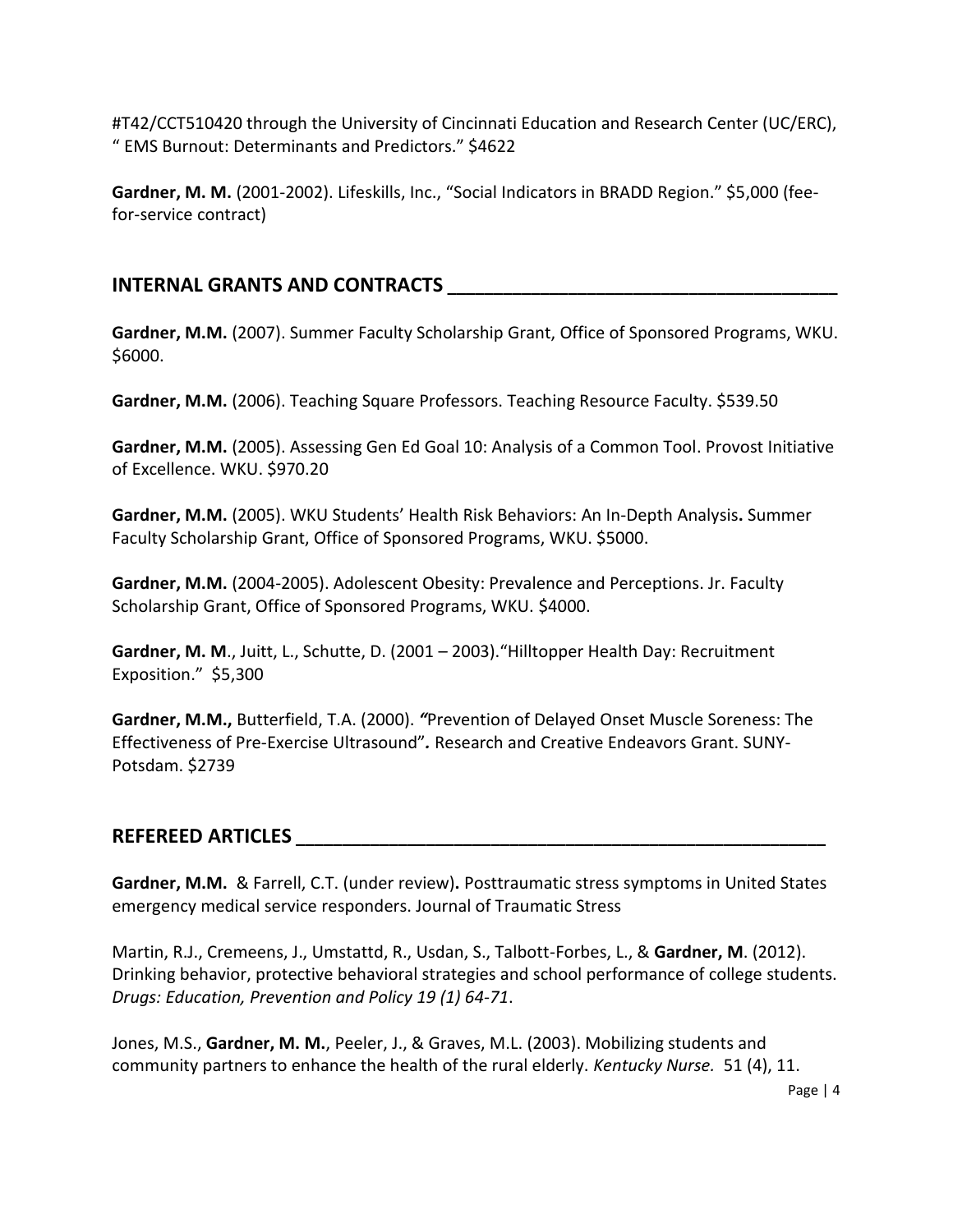#T42/CCT510420 through the University of Cincinnati Education and Research Center (UC/ERC), " EMS Burnout: Determinants and Predictors." $4622

**Gardner, M. M.** (2001-2002). Lifeskills, Inc., "Social Indicators in BRADD Region." $5,000 (fee-for-service contract)

## INTERNAL GRANTS AND CONTRACTS

**Gardner, M.M.** (2007). Summer Faculty Scholarship Grant, Office of Sponsored Programs, WKU. $6000.

**Gardner, M.M.** (2006). Teaching Square Professors. Teaching Resource Faculty. $539.50

**Gardner, M.M.** (2005). Assessing Gen Ed Goal 10: Analysis of a Common Tool. Provost Initiative of Excellence. WKU. $970.20

**Gardner, M.M.** (2005). WKU Students' Health Risk Behaviors: An In-Depth Analysis**.** Summer Faculty Scholarship Grant, Office of Sponsored Programs, WKU. $5000.

**Gardner, M.M.** (2004-2005). Adolescent Obesity: Prevalence and Perceptions. Jr. Faculty Scholarship Grant, Office of Sponsored Programs, WKU. $4000.

**Gardner, M. M**., Juitt, L., Schutte, D. (2001 – 2003)."Hilltopper Health Day: Recruitment Exposition." $5,300

**Gardner, M.M.,** Butterfield, T.A. (2000). *"*Prevention of Delayed Onset Muscle Soreness: The Effectiveness of Pre-Exercise Ultrasound"*.* Research and Creative Endeavors Grant. SUNY-Potsdam. $2739

## REFEREED ARTICLES

**Gardner, M.M.** & Farrell, C.T. (under review)**.** Posttraumatic stress symptoms in United States emergency medical service responders. Journal of Traumatic Stress

Martin, R.J., Cremeens, J., Umstattd, R., Usdan, S., Talbott-Forbes, L., & **Gardner, M**. (2012). Drinking behavior, protective behavioral strategies and school performance of college students. *Drugs: Education, Prevention and Policy 19 (1) 64-71*.

Jones, M.S., **Gardner, M. M.**, Peeler, J., & Graves, M.L. (2003). Mobilizing students and community partners to enhance the health of the rural elderly. *Kentucky Nurse.* 51 (4), 11.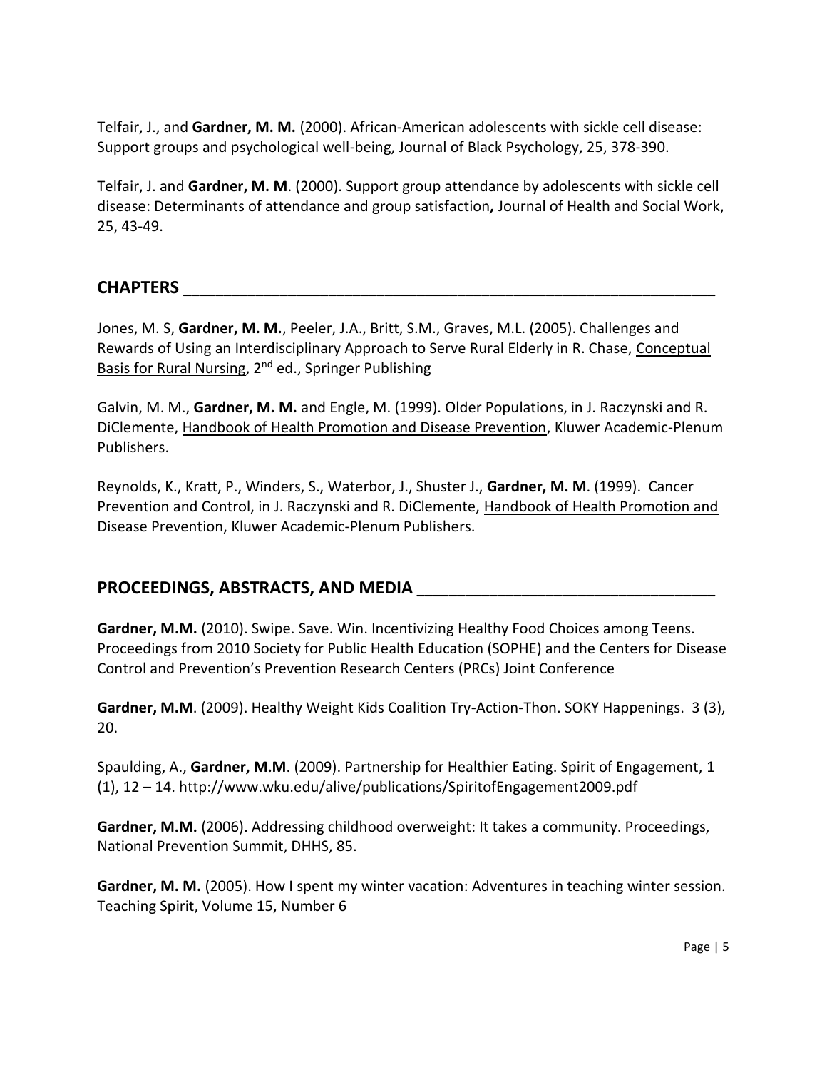Telfair, J., and **Gardner, M. M.** (2000). African-American adolescents with sickle cell disease: Support groups and psychological well-being, Journal of Black Psychology, 25, 378-390.

Telfair, J. and **Gardner, M. M**. (2000). Support group attendance by adolescents with sickle cell disease: Determinants of attendance and group satisfaction*,* Journal of Health and Social Work, 25, 43-49.

## CHAPTERS

Jones, M. S, **Gardner, M. M.**, Peeler, J.A., Britt, S.M., Graves, M.L. (2005). Challenges and Rewards of Using an Interdisciplinary Approach to Serve Rural Elderly in R. Chase, <u>Conceptual Basis for Rural Nursing</u>, 2nd ed., Springer Publishing

Galvin, M. M., **Gardner, M. M.** and Engle, M. (1999). Older Populations, in J. Raczynski and R. DiClemente, <u>Handbook of Health Promotion and Disease Prevention</u>, Kluwer Academic-Plenum Publishers.

Reynolds, K., Kratt, P., Winders, S., Waterbor, J., Shuster J., **Gardner, M. M**. (1999). Cancer Prevention and Control, in J. Raczynski and R. DiClemente, <u>Handbook of Health Promotion and Disease Prevention</u>, Kluwer Academic-Plenum Publishers.

## PROCEEDINGS, ABSTRACTS, AND MEDIA

**Gardner, M.M.** (2010). Swipe. Save. Win. Incentivizing Healthy Food Choices among Teens. Proceedings from 2010 Society for Public Health Education (SOPHE) and the Centers for Disease Control and Prevention's Prevention Research Centers (PRCs) Joint Conference

**Gardner, M.M**. (2009). Healthy Weight Kids Coalition Try-Action-Thon. SOKY Happenings. 3 (3), 20.

Spaulding, A., **Gardner, M.M**. (2009). Partnership for Healthier Eating. Spirit of Engagement, 1 (1), 12 – 14. http://www.wku.edu/alive/publications/SpiritofEngagement2009.pdf

**Gardner, M.M.** (2006). Addressing childhood overweight: It takes a community. Proceedings, National Prevention Summit, DHHS, 85.

**Gardner, M. M.** (2005). How I spent my winter vacation: Adventures in teaching winter session. Teaching Spirit, Volume 15, Number 6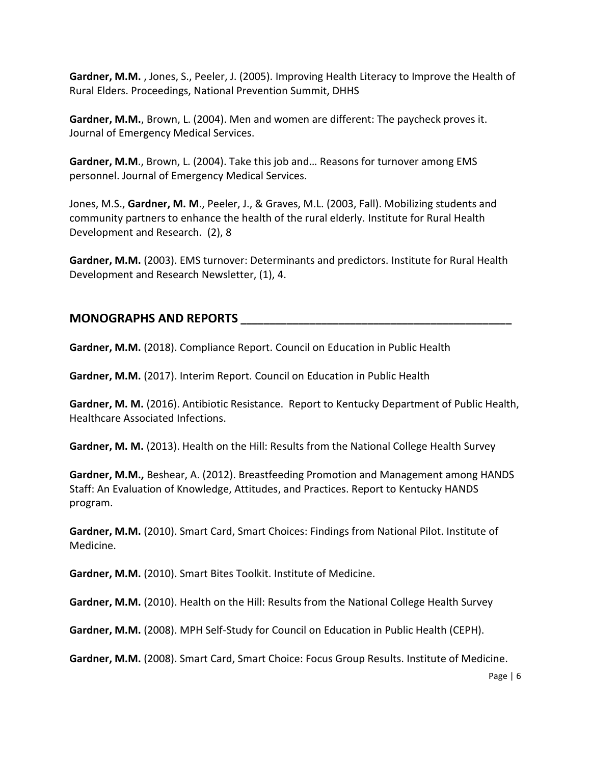**Gardner, M.M.** , Jones, S., Peeler, J. (2005). Improving Health Literacy to Improve the Health of Rural Elders. Proceedings, National Prevention Summit, DHHS

**Gardner, M.M.**, Brown, L. (2004). Men and women are different: The paycheck proves it. Journal of Emergency Medical Services.

**Gardner, M.M**., Brown, L. (2004). Take this job and… Reasons for turnover among EMS personnel. Journal of Emergency Medical Services.

Jones, M.S., **Gardner, M. M**., Peeler, J., & Graves, M.L. (2003, Fall). Mobilizing students and community partners to enhance the health of the rural elderly. Institute for Rural Health Development and Research. (2), 8

**Gardner, M.M.** (2003). EMS turnover: Determinants and predictors. Institute for Rural Health Development and Research Newsletter, (1), 4.

## MONOGRAPHS AND REPORTS

**Gardner, M.M.** (2018). Compliance Report. Council on Education in Public Health

**Gardner, M.M.** (2017). Interim Report. Council on Education in Public Health

**Gardner, M. M.** (2016). Antibiotic Resistance. Report to Kentucky Department of Public Health, Healthcare Associated Infections.

**Gardner, M. M.** (2013). Health on the Hill: Results from the National College Health Survey

**Gardner, M.M.,** Beshear, A. (2012). Breastfeeding Promotion and Management among HANDS Staff: An Evaluation of Knowledge, Attitudes, and Practices. Report to Kentucky HANDS program.

**Gardner, M.M.** (2010). Smart Card, Smart Choices: Findings from National Pilot. Institute of Medicine.

**Gardner, M.M.** (2010). Smart Bites Toolkit. Institute of Medicine.

**Gardner, M.M.** (2010). Health on the Hill: Results from the National College Health Survey

**Gardner, M.M.** (2008). MPH Self-Study for Council on Education in Public Health (CEPH).

**Gardner, M.M.** (2008). Smart Card, Smart Choice: Focus Group Results. Institute of Medicine.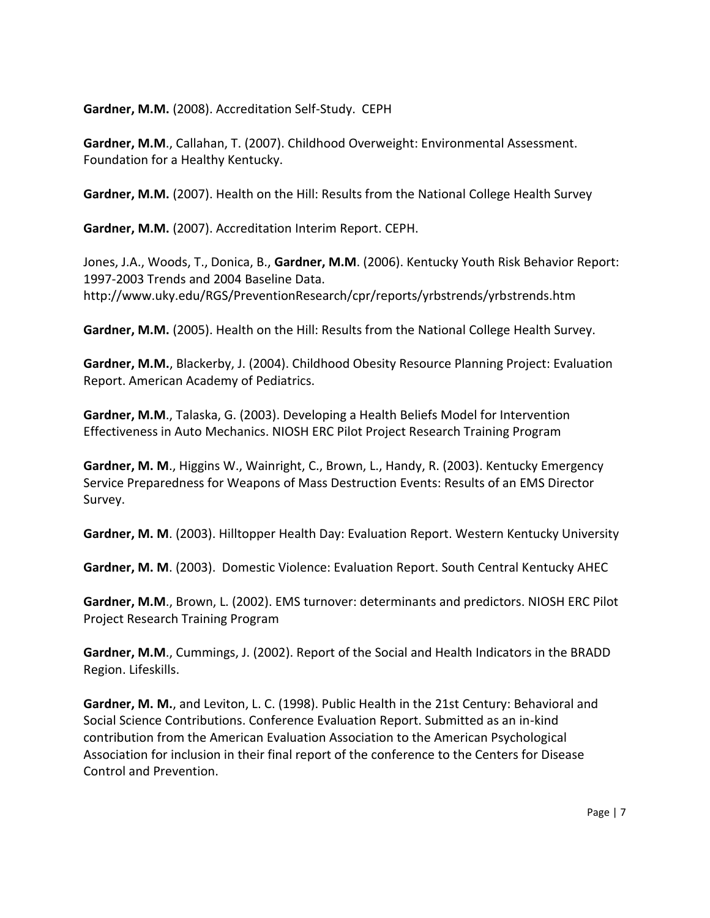**Gardner, M.M.** (2008). Accreditation Self-Study. CEPH

**Gardner, M.M**., Callahan, T. (2007). Childhood Overweight: Environmental Assessment. Foundation for a Healthy Kentucky.

**Gardner, M.M.** (2007). Health on the Hill: Results from the National College Health Survey

**Gardner, M.M.** (2007). Accreditation Interim Report. CEPH.

Jones, J.A., Woods, T., Donica, B., **Gardner, M.M**. (2006). Kentucky Youth Risk Behavior Report: 1997-2003 Trends and 2004 Baseline Data. http://www.uky.edu/RGS/PreventionResearch/cpr/reports/yrbstrends/yrbstrends.htm

**Gardner, M.M.** (2005). Health on the Hill: Results from the National College Health Survey.

**Gardner, M.M.**, Blackerby, J. (2004). Childhood Obesity Resource Planning Project: Evaluation Report. American Academy of Pediatrics.

**Gardner, M.M**., Talaska, G. (2003). Developing a Health Beliefs Model for Intervention Effectiveness in Auto Mechanics. NIOSH ERC Pilot Project Research Training Program

**Gardner, M. M**., Higgins W., Wainright, C., Brown, L., Handy, R. (2003). Kentucky Emergency Service Preparedness for Weapons of Mass Destruction Events: Results of an EMS Director Survey.

**Gardner, M. M**. (2003). Hilltopper Health Day: Evaluation Report. Western Kentucky University

**Gardner, M. M**. (2003). Domestic Violence: Evaluation Report. South Central Kentucky AHEC

**Gardner, M.M**., Brown, L. (2002). EMS turnover: determinants and predictors. NIOSH ERC Pilot Project Research Training Program

**Gardner, M.M**., Cummings, J. (2002). Report of the Social and Health Indicators in the BRADD Region. Lifeskills.

**Gardner, M. M.**, and Leviton, L. C. (1998). Public Health in the 21st Century: Behavioral and Social Science Contributions. Conference Evaluation Report. Submitted as an in-kind contribution from the American Evaluation Association to the American Psychological Association for inclusion in their final report of the conference to the Centers for Disease Control and Prevention.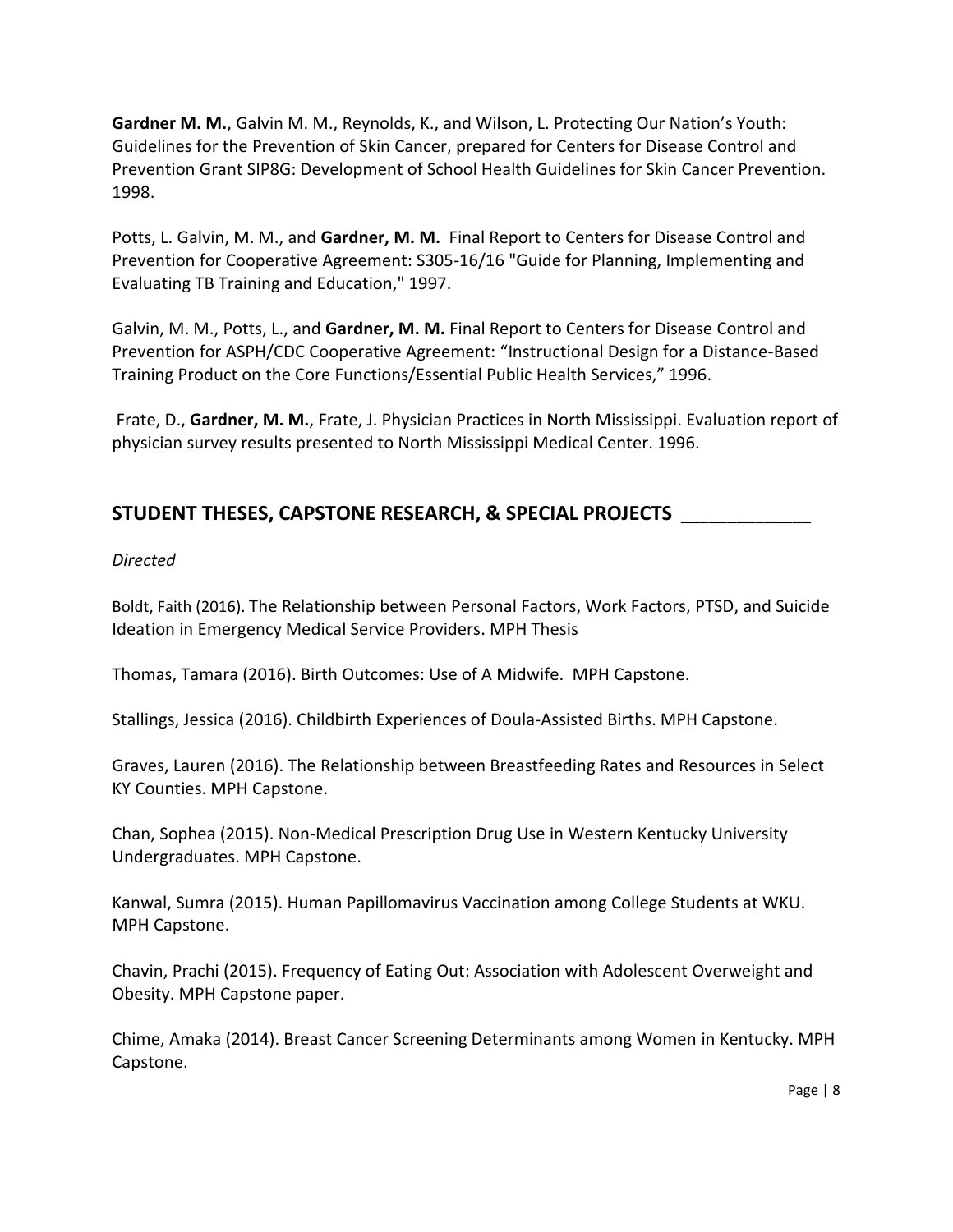**Gardner M. M.**, Galvin M. M., Reynolds, K., and Wilson, L. Protecting Our Nation's Youth: Guidelines for the Prevention of Skin Cancer, prepared for Centers for Disease Control and Prevention Grant SIP8G: Development of School Health Guidelines for Skin Cancer Prevention. 1998.

Potts, L. Galvin, M. M., and **Gardner, M. M.** Final Report to Centers for Disease Control and Prevention for Cooperative Agreement: S305-16/16 "Guide for Planning, Implementing and Evaluating TB Training and Education," 1997.

Galvin, M. M., Potts, L., and **Gardner, M. M.** Final Report to Centers for Disease Control and Prevention for ASPH/CDC Cooperative Agreement: "Instructional Design for a Distance-Based Training Product on the Core Functions/Essential Public Health Services," 1996.

Frate, D., **Gardner, M. M.**, Frate, J. Physician Practices in North Mississippi. Evaluation report of physician survey results presented to North Mississippi Medical Center. 1996.

## STUDENT THESES, CAPSTONE RESEARCH, & SPECIAL PROJECTS

*Directed*

Boldt, Faith (2016). The Relationship between Personal Factors, Work Factors, PTSD, and Suicide Ideation in Emergency Medical Service Providers. MPH Thesis

Thomas, Tamara (2016). Birth Outcomes: Use of A Midwife. MPH Capstone.

Stallings, Jessica (2016). Childbirth Experiences of Doula-Assisted Births. MPH Capstone.

Graves, Lauren (2016). The Relationship between Breastfeeding Rates and Resources in Select KY Counties. MPH Capstone.

Chan, Sophea (2015). Non-Medical Prescription Drug Use in Western Kentucky University Undergraduates. MPH Capstone.

Kanwal, Sumra (2015). Human Papillomavirus Vaccination among College Students at WKU. MPH Capstone.

Chavin, Prachi (2015). Frequency of Eating Out: Association with Adolescent Overweight and Obesity. MPH Capstone paper.

Chime, Amaka (2014). Breast Cancer Screening Determinants among Women in Kentucky. MPH Capstone.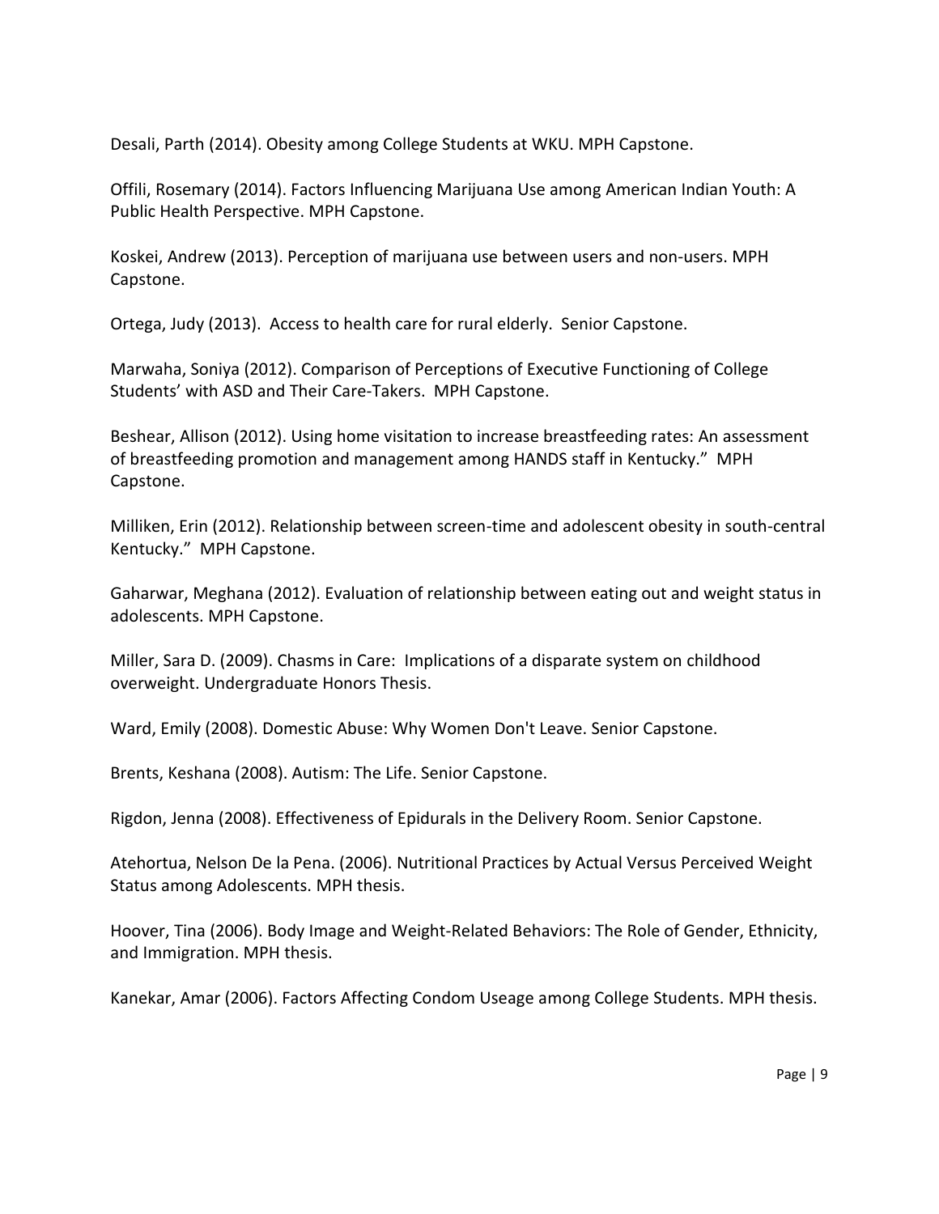Desali, Parth (2014). Obesity among College Students at WKU. MPH Capstone.

Offili, Rosemary (2014). Factors Influencing Marijuana Use among American Indian Youth: A Public Health Perspective. MPH Capstone.

Koskei, Andrew (2013). Perception of marijuana use between users and non-users. MPH Capstone.

Ortega, Judy (2013). Access to health care for rural elderly. Senior Capstone.

Marwaha, Soniya (2012). Comparison of Perceptions of Executive Functioning of College Students' with ASD and Their Care-Takers. MPH Capstone.

Beshear, Allison (2012). Using home visitation to increase breastfeeding rates: An assessment of breastfeeding promotion and management among HANDS staff in Kentucky." MPH Capstone.

Milliken, Erin (2012). Relationship between screen-time and adolescent obesity in south-central Kentucky." MPH Capstone.

Gaharwar, Meghana (2012). Evaluation of relationship between eating out and weight status in adolescents. MPH Capstone.

Miller, Sara D. (2009). Chasms in Care: Implications of a disparate system on childhood overweight. Undergraduate Honors Thesis.

Ward, Emily (2008). Domestic Abuse: Why Women Don't Leave. Senior Capstone.

Brents, Keshana (2008). Autism: The Life. Senior Capstone.

Rigdon, Jenna (2008). Effectiveness of Epidurals in the Delivery Room. Senior Capstone.

Atehortua, Nelson De la Pena. (2006). Nutritional Practices by Actual Versus Perceived Weight Status among Adolescents. MPH thesis.

Hoover, Tina (2006). Body Image and Weight-Related Behaviors: The Role of Gender, Ethnicity, and Immigration. MPH thesis.

Kanekar, Amar (2006). Factors Affecting Condom Useage among College Students. MPH thesis.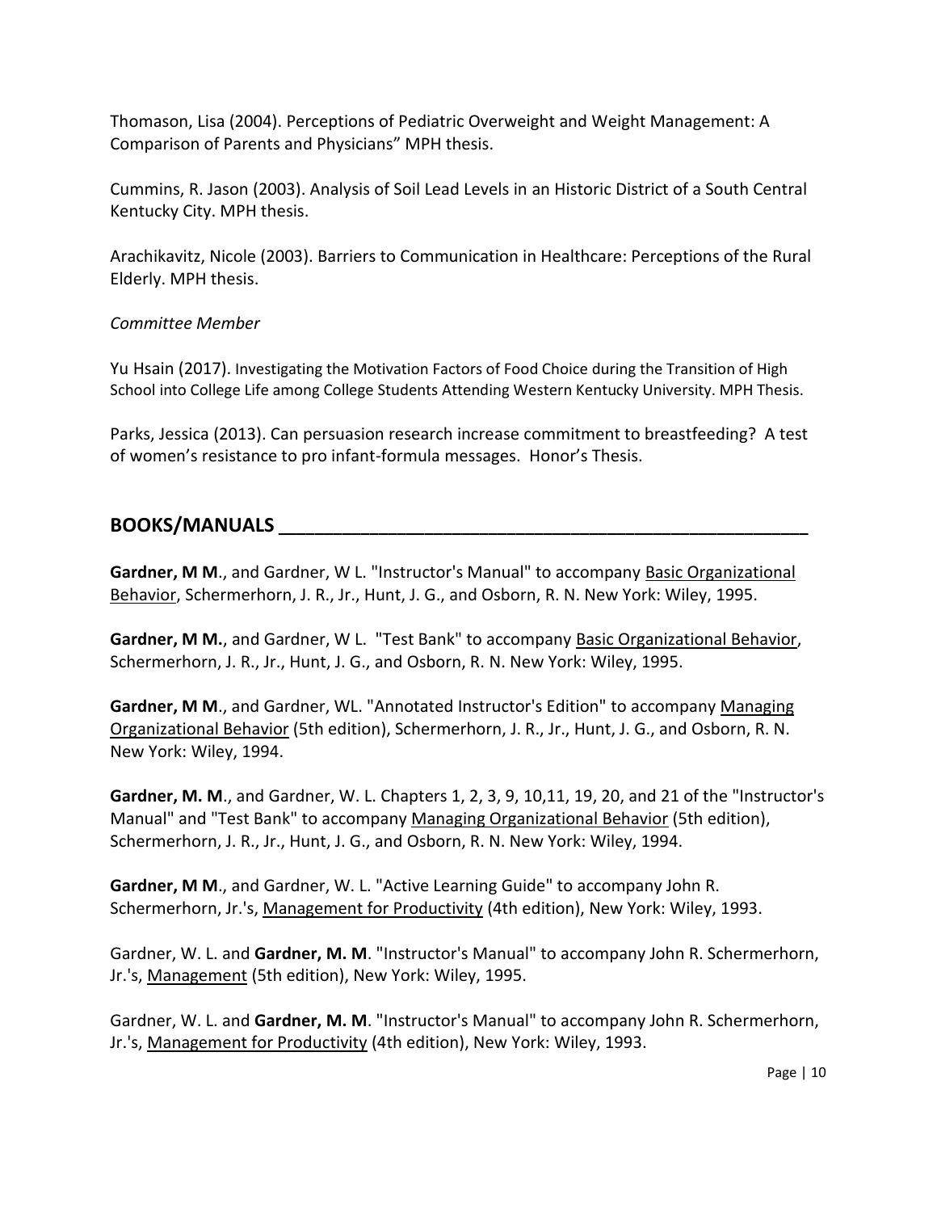Thomason, Lisa (2004). Perceptions of Pediatric Overweight and Weight Management: A Comparison of Parents and Physicians" MPH thesis.

Cummins, R. Jason (2003). Analysis of Soil Lead Levels in an Historic District of a South Central Kentucky City. MPH thesis.

Arachikavitz, Nicole (2003). Barriers to Communication in Healthcare: Perceptions of the Rural Elderly. MPH thesis.

*Committee Member*

Yu Hsain (2017). Investigating the Motivation Factors of Food Choice during the Transition of High School into College Life among College Students Attending Western Kentucky University. MPH Thesis.

Parks, Jessica (2013). Can persuasion research increase commitment to breastfeeding? A test of women's resistance to pro infant-formula messages. Honor's Thesis.

## BOOKS/MANUALS

**Gardner, M M**., and Gardner, W L. "Instructor's Manual" to accompany Basic Organizational Behavior, Schermerhorn, J. R., Jr., Hunt, J. G., and Osborn, R. N. New York: Wiley, 1995.

**Gardner, M M.**, and Gardner, W L. "Test Bank" to accompany Basic Organizational Behavior, Schermerhorn, J. R., Jr., Hunt, J. G., and Osborn, R. N. New York: Wiley, 1995.

**Gardner, M M**., and Gardner, WL. "Annotated Instructor's Edition" to accompany Managing Organizational Behavior (5th edition), Schermerhorn, J. R., Jr., Hunt, J. G., and Osborn, R. N. New York: Wiley, 1994.

**Gardner, M. M**., and Gardner, W. L. Chapters 1, 2, 3, 9, 10,11, 19, 20, and 21 of the "Instructor's Manual" and "Test Bank" to accompany Managing Organizational Behavior (5th edition), Schermerhorn, J. R., Jr., Hunt, J. G., and Osborn, R. N. New York: Wiley, 1994.

**Gardner, M M**., and Gardner, W. L. "Active Learning Guide" to accompany John R. Schermerhorn, Jr.'s, Management for Productivity (4th edition), New York: Wiley, 1993.

Gardner, W. L. and **Gardner, M. M**. "Instructor's Manual" to accompany John R. Schermerhorn, Jr.'s, Management (5th edition), New York: Wiley, 1995.

Gardner, W. L. and **Gardner, M. M**. "Instructor's Manual" to accompany John R. Schermerhorn, Jr.'s, Management for Productivity (4th edition), New York: Wiley, 1993.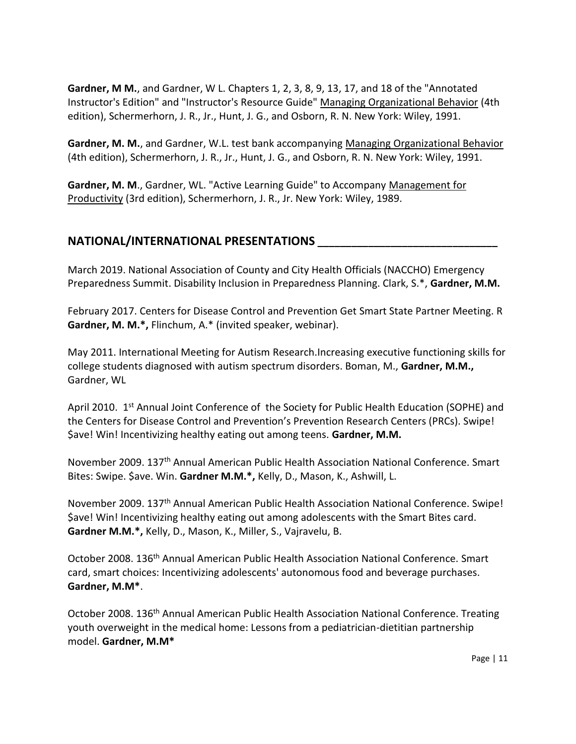**Gardner, M M.**, and Gardner, W L. Chapters 1, 2, 3, 8, 9, 13, 17, and 18 of the "Annotated Instructor's Edition" and "Instructor's Resource Guide" Managing Organizational Behavior (4th edition), Schermerhorn, J. R., Jr., Hunt, J. G., and Osborn, R. N. New York: Wiley, 1991.

**Gardner, M. M.**, and Gardner, W.L. test bank accompanying Managing Organizational Behavior (4th edition), Schermerhorn, J. R., Jr., Hunt, J. G., and Osborn, R. N. New York: Wiley, 1991.

**Gardner, M. M**., Gardner, WL. "Active Learning Guide" to Accompany Management for Productivity (3rd edition), Schermerhorn, J. R., Jr. New York: Wiley, 1989.

## NATIONAL/INTERNATIONAL PRESENTATIONS

March 2019. National Association of County and City Health Officials (NACCHO) Emergency Preparedness Summit. Disability Inclusion in Preparedness Planning. Clark, S.*, **Gardner, M.M.**

February 2017. Centers for Disease Control and Prevention Get Smart State Partner Meeting. R **Gardner, M. M.*,** Flinchum, A.* (invited speaker, webinar).

May 2011. International Meeting for Autism Research.Increasing executive functioning skills for college students diagnosed with autism spectrum disorders. Boman, M., **Gardner, M.M.,** Gardner, WL

April 2010. 1st Annual Joint Conference of the Society for Public Health Education (SOPHE) and the Centers for Disease Control and Prevention's Prevention Research Centers (PRCs). Swipe! $ave! Win! Incentivizing healthy eating out among teens. **Gardner, M.M.**

November 2009. 137th Annual American Public Health Association National Conference. Smart Bites: Swipe. $ave. Win. **Gardner M.M.*,** Kelly, D., Mason, K., Ashwill, L.

November 2009. 137th Annual American Public Health Association National Conference. Swipe! $ave! Win! Incentivizing healthy eating out among adolescents with the Smart Bites card. **Gardner M.M.*,** Kelly, D., Mason, K., Miller, S., Vajravelu, B.

October 2008. 136th Annual American Public Health Association National Conference. Smart card, smart choices: Incentivizing adolescents' autonomous food and beverage purchases. **Gardner, M.M***.

October 2008. 136th Annual American Public Health Association National Conference. Treating youth overweight in the medical home: Lessons from a pediatrician-dietitian partnership model. **Gardner, M.M***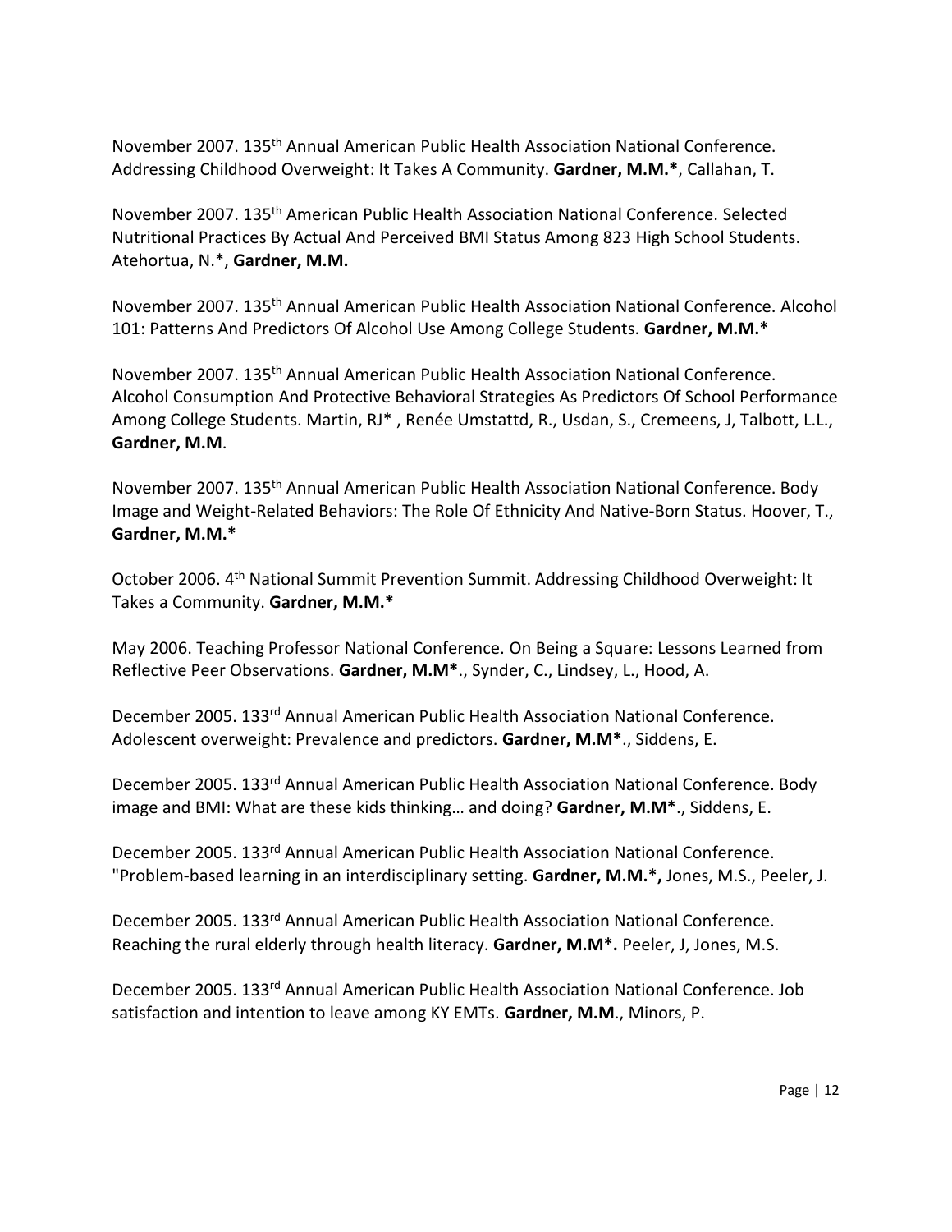November 2007. 135th Annual American Public Health Association National Conference. Addressing Childhood Overweight: It Takes A Community. **Gardner, M.M.***, Callahan, T.

November 2007. 135th American Public Health Association National Conference. Selected Nutritional Practices By Actual And Perceived BMI Status Among 823 High School Students. Atehortua, N.*, **Gardner, M.M.**

November 2007. 135th Annual American Public Health Association National Conference. Alcohol 101: Patterns And Predictors Of Alcohol Use Among College Students. **Gardner, M.M.***

November 2007. 135th Annual American Public Health Association National Conference. Alcohol Consumption And Protective Behavioral Strategies As Predictors Of School Performance Among College Students. Martin, RJ* , Renée Umstattd, R., Usdan, S., Cremeens, J, Talbott, L.L., **Gardner, M.M**.

November 2007. 135th Annual American Public Health Association National Conference. Body Image and Weight-Related Behaviors: The Role Of Ethnicity And Native-Born Status. Hoover, T., **Gardner, M.M.***

October 2006. 4th National Summit Prevention Summit. Addressing Childhood Overweight: It Takes a Community. **Gardner, M.M.***

May 2006. Teaching Professor National Conference. On Being a Square: Lessons Learned from Reflective Peer Observations. **Gardner, M.M***., Synder, C., Lindsey, L., Hood, A.

December 2005. 133rd Annual American Public Health Association National Conference. Adolescent overweight: Prevalence and predictors. **Gardner, M.M***., Siddens, E.

December 2005. 133rd Annual American Public Health Association National Conference. Body image and BMI: What are these kids thinking… and doing? **Gardner, M.M***., Siddens, E.

December 2005. 133rd Annual American Public Health Association National Conference. "Problem-based learning in an interdisciplinary setting. **Gardner, M.M.*,** Jones, M.S., Peeler, J.

December 2005. 133rd Annual American Public Health Association National Conference. Reaching the rural elderly through health literacy. **Gardner, M.M*.** Peeler, J, Jones, M.S.

December 2005. 133rd Annual American Public Health Association National Conference. Job satisfaction and intention to leave among KY EMTs. **Gardner, M.M**., Minors, P.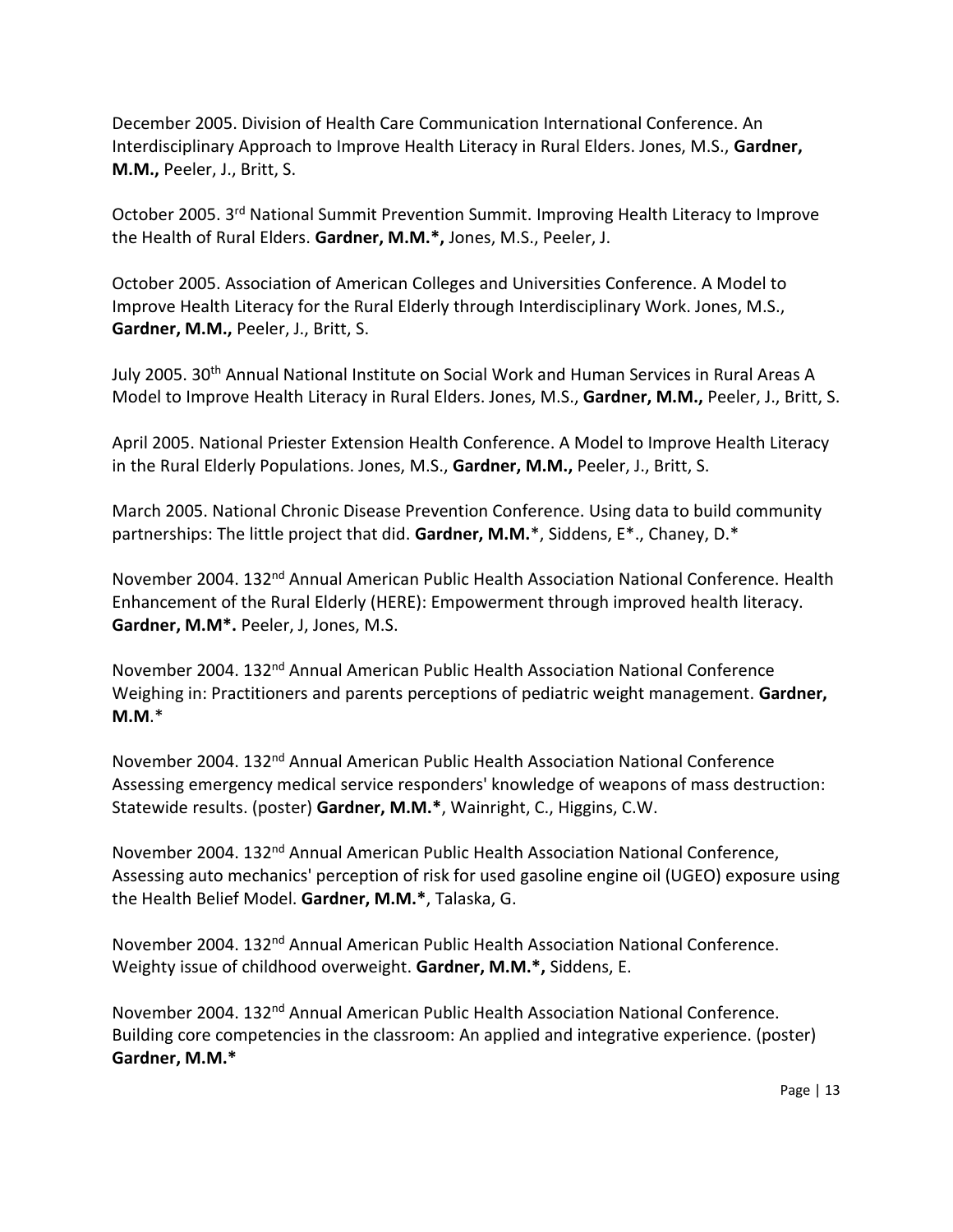December 2005. Division of Health Care Communication International Conference. An Interdisciplinary Approach to Improve Health Literacy in Rural Elders. Jones, M.S., **Gardner, M.M.,** Peeler, J., Britt, S.

October 2005. 3rd National Summit Prevention Summit. Improving Health Literacy to Improve the Health of Rural Elders. **Gardner, M.M.*,** Jones, M.S., Peeler, J.

October 2005. Association of American Colleges and Universities Conference. A Model to Improve Health Literacy for the Rural Elderly through Interdisciplinary Work. Jones, M.S., **Gardner, M.M.,** Peeler, J., Britt, S.

July 2005. 30th Annual National Institute on Social Work and Human Services in Rural Areas A Model to Improve Health Literacy in Rural Elders. Jones, M.S., **Gardner, M.M.,** Peeler, J., Britt, S.

April 2005. National Priester Extension Health Conference. A Model to Improve Health Literacy in the Rural Elderly Populations. Jones, M.S., **Gardner, M.M.,** Peeler, J., Britt, S.

March 2005. National Chronic Disease Prevention Conference. Using data to build community partnerships: The little project that did. **Gardner, M.M.***, Siddens, E*., Chaney, D.*

November 2004. 132nd Annual American Public Health Association National Conference. Health Enhancement of the Rural Elderly (HERE): Empowerment through improved health literacy. **Gardner, M.M*.** Peeler, J, Jones, M.S.

November 2004. 132nd Annual American Public Health Association National Conference Weighing in: Practitioners and parents perceptions of pediatric weight management. **Gardner, M.M**.*

November 2004. 132nd Annual American Public Health Association National Conference Assessing emergency medical service responders' knowledge of weapons of mass destruction: Statewide results. (poster) **Gardner, M.M.***, Wainright, C., Higgins, C.W.

November 2004. 132nd Annual American Public Health Association National Conference, Assessing auto mechanics' perception of risk for used gasoline engine oil (UGEO) exposure using the Health Belief Model. **Gardner, M.M.***, Talaska, G.

November 2004. 132nd Annual American Public Health Association National Conference. Weighty issue of childhood overweight. **Gardner, M.M.*,** Siddens, E.

November 2004. 132nd Annual American Public Health Association National Conference. Building core competencies in the classroom: An applied and integrative experience. (poster) **Gardner, M.M.***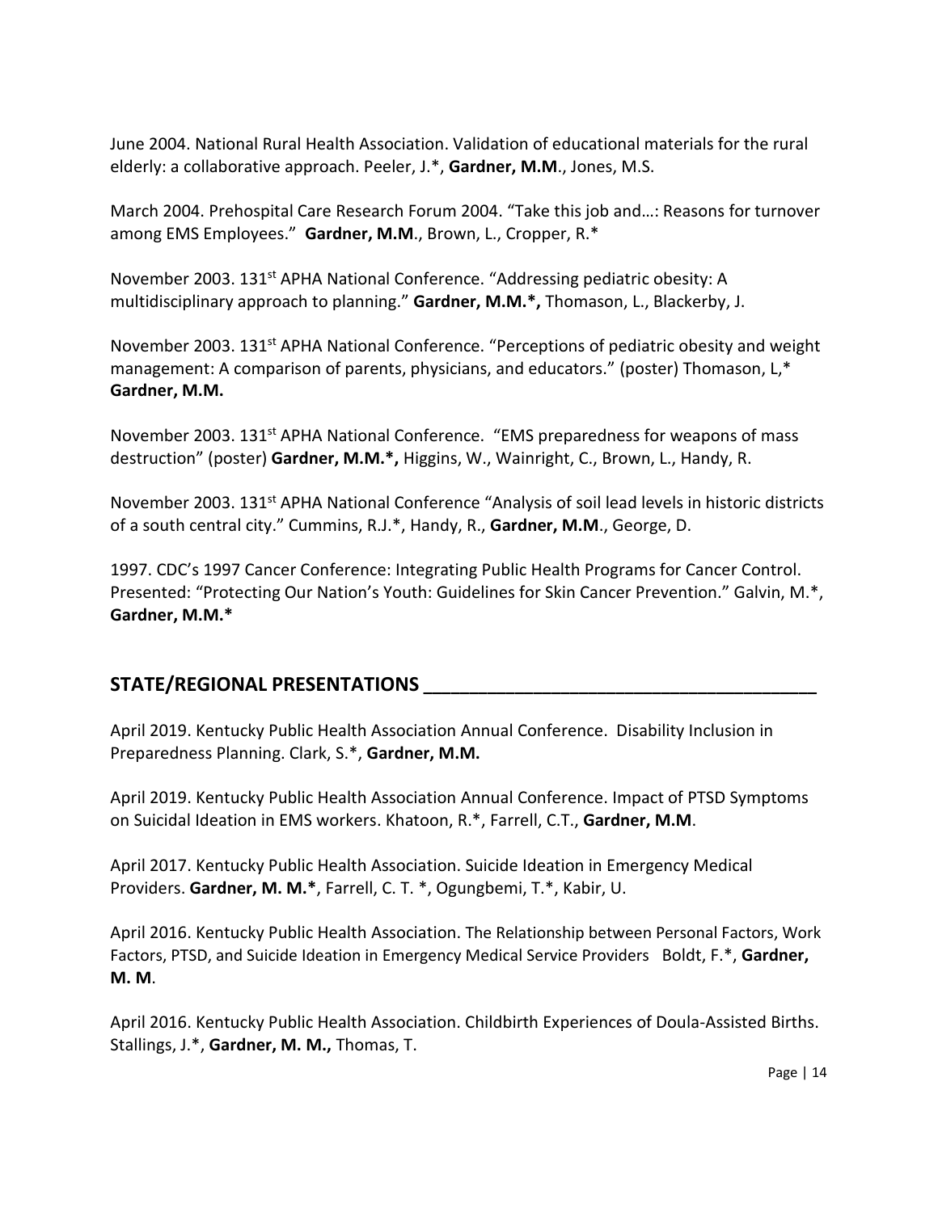June 2004. National Rural Health Association. Validation of educational materials for the rural elderly: a collaborative approach. Peeler, J.*, **Gardner, M.M**., Jones, M.S.

March 2004. Prehospital Care Research Forum 2004. "Take this job and…: Reasons for turnover among EMS Employees." **Gardner, M.M**., Brown, L., Cropper, R.*

November 2003. 131st APHA National Conference. "Addressing pediatric obesity: A multidisciplinary approach to planning." **Gardner, M.M.*,** Thomason, L., Blackerby, J.

November 2003. 131st APHA National Conference. "Perceptions of pediatric obesity and weight management: A comparison of parents, physicians, and educators." (poster) Thomason, L,* **Gardner, M.M.**

November 2003. 131st APHA National Conference. "EMS preparedness for weapons of mass destruction" (poster) **Gardner, M.M.*,** Higgins, W., Wainright, C., Brown, L., Handy, R.

November 2003. 131st APHA National Conference "Analysis of soil lead levels in historic districts of a south central city." Cummins, R.J.*, Handy, R., **Gardner, M.M**., George, D.

1997. CDC's 1997 Cancer Conference: Integrating Public Health Programs for Cancer Control. Presented: "Protecting Our Nation's Youth: Guidelines for Skin Cancer Prevention." Galvin, M.*, **Gardner, M.M.***

## STATE/REGIONAL PRESENTATIONS

April 2019. Kentucky Public Health Association Annual Conference. Disability Inclusion in Preparedness Planning. Clark, S.*, **Gardner, M.M.**

April 2019. Kentucky Public Health Association Annual Conference. Impact of PTSD Symptoms on Suicidal Ideation in EMS workers. Khatoon, R.*, Farrell, C.T., **Gardner, M.M**.

April 2017. Kentucky Public Health Association. Suicide Ideation in Emergency Medical Providers. **Gardner, M. M.***, Farrell, C. T. *, Ogungbemi, T.*, Kabir, U.

April 2016. Kentucky Public Health Association. The Relationship between Personal Factors, Work Factors, PTSD, and Suicide Ideation in Emergency Medical Service Providers Boldt, F.*, **Gardner, M. M**.

April 2016. Kentucky Public Health Association. Childbirth Experiences of Doula-Assisted Births. Stallings, J.*, **Gardner, M. M.,** Thomas, T.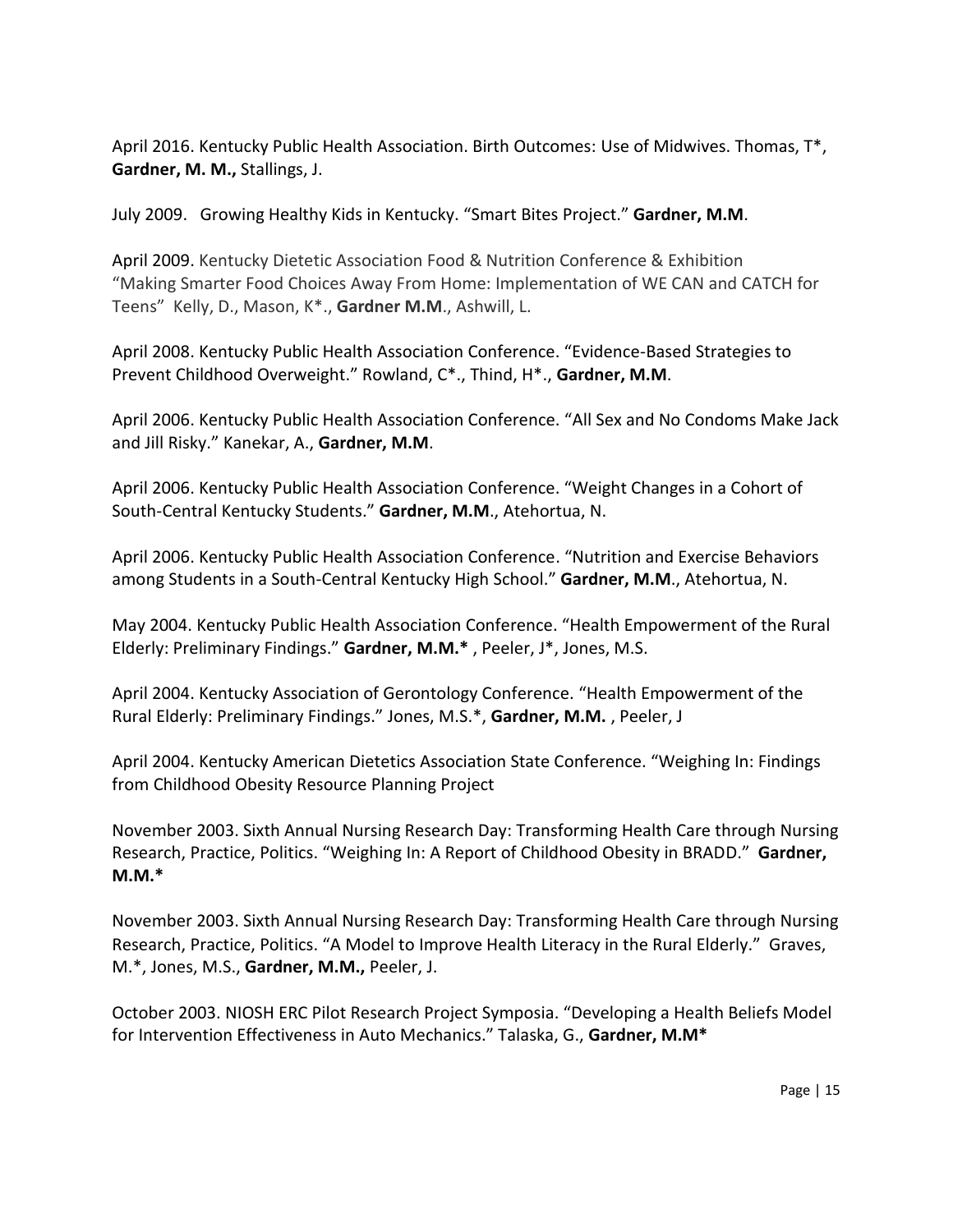April 2016. Kentucky Public Health Association. Birth Outcomes: Use of Midwives. Thomas, T*, **Gardner, M. M.,** Stallings, J.

July 2009. Growing Healthy Kids in Kentucky. "Smart Bites Project." **Gardner, M.M**.

April 2009. Kentucky Dietetic Association Food & Nutrition Conference & Exhibition "Making Smarter Food Choices Away From Home: Implementation of WE CAN and CATCH for Teens" Kelly, D., Mason, K*., **Gardner M.M**., Ashwill, L.

April 2008. Kentucky Public Health Association Conference. "Evidence-Based Strategies to Prevent Childhood Overweight." Rowland, C*., Thind, H*., **Gardner, M.M**.

April 2006. Kentucky Public Health Association Conference. "All Sex and No Condoms Make Jack and Jill Risky." Kanekar, A., **Gardner, M.M**.

April 2006. Kentucky Public Health Association Conference. "Weight Changes in a Cohort of South-Central Kentucky Students." **Gardner, M.M**., Atehortua, N.

April 2006. Kentucky Public Health Association Conference. "Nutrition and Exercise Behaviors among Students in a South-Central Kentucky High School." **Gardner, M.M**., Atehortua, N.

May 2004. Kentucky Public Health Association Conference. "Health Empowerment of the Rural Elderly: Preliminary Findings." **Gardner, M.M.*** , Peeler, J*, Jones, M.S.

April 2004. Kentucky Association of Gerontology Conference. "Health Empowerment of the Rural Elderly: Preliminary Findings." Jones, M.S.*, **Gardner, M.M.** , Peeler, J

April 2004. Kentucky American Dietetics Association State Conference. "Weighing In: Findings from Childhood Obesity Resource Planning Project

November 2003. Sixth Annual Nursing Research Day: Transforming Health Care through Nursing Research, Practice, Politics. "Weighing In: A Report of Childhood Obesity in BRADD." **Gardner, M.M.***

November 2003. Sixth Annual Nursing Research Day: Transforming Health Care through Nursing Research, Practice, Politics. "A Model to Improve Health Literacy in the Rural Elderly." Graves, M.*, Jones, M.S., **Gardner, M.M.,** Peeler, J.

October 2003. NIOSH ERC Pilot Research Project Symposia. "Developing a Health Beliefs Model for Intervention Effectiveness in Auto Mechanics." Talaska, G., **Gardner, M.M***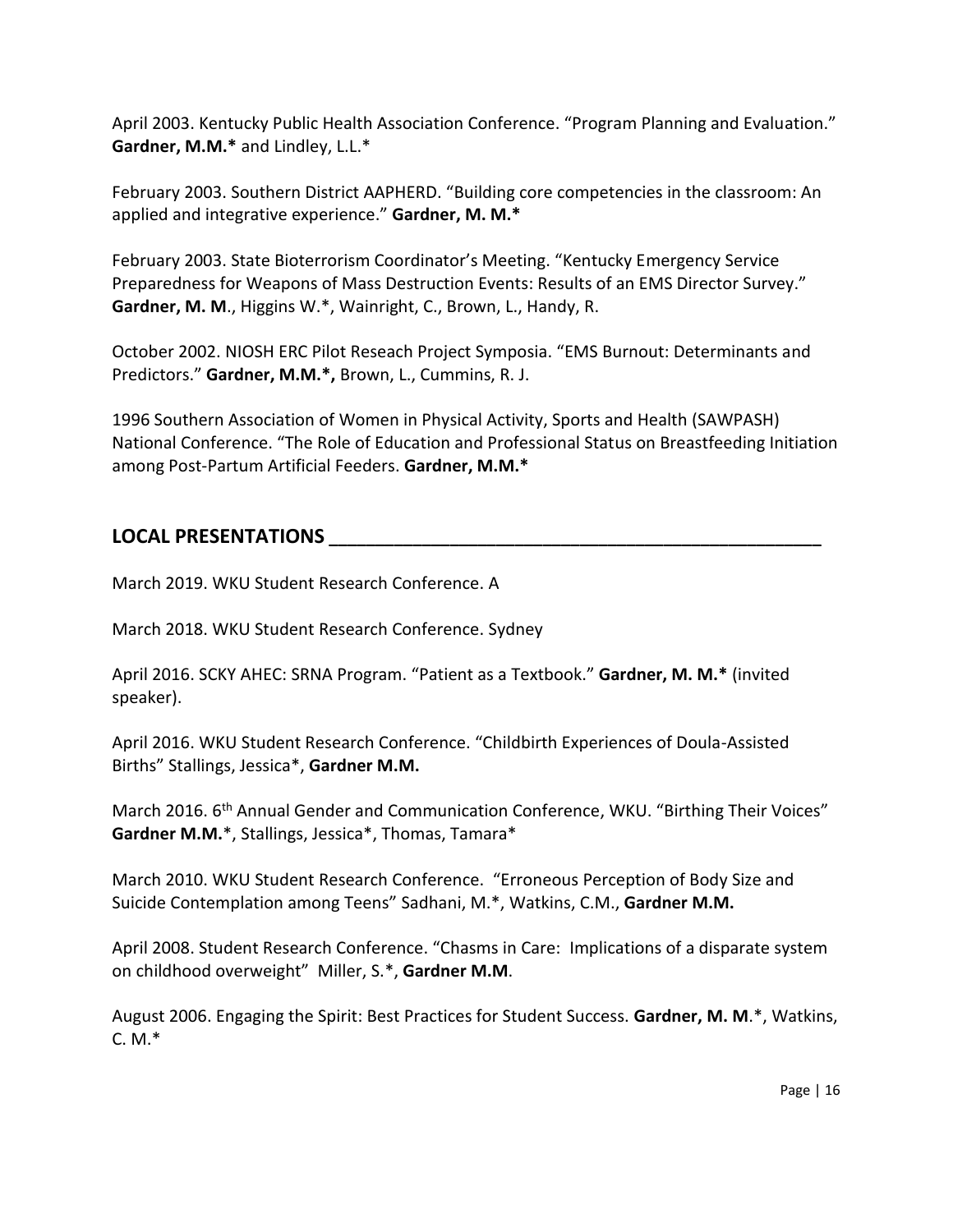April 2003. Kentucky Public Health Association Conference. "Program Planning and Evaluation." **Gardner, M.M.*** and Lindley, L.L.*

February 2003. Southern District AAPHERD. "Building core competencies in the classroom: An applied and integrative experience." **Gardner, M. M.***

February 2003. State Bioterrorism Coordinator's Meeting. "Kentucky Emergency Service Preparedness for Weapons of Mass Destruction Events: Results of an EMS Director Survey." **Gardner, M. M**., Higgins W.*, Wainright, C., Brown, L., Handy, R.

October 2002. NIOSH ERC Pilot Reseach Project Symposia. "EMS Burnout: Determinants and Predictors." **Gardner, M.M.*,** Brown, L., Cummins, R. J.

1996 Southern Association of Women in Physical Activity, Sports and Health (SAWPASH) National Conference. "The Role of Education and Professional Status on Breastfeeding Initiation among Post-Partum Artificial Feeders. **Gardner, M.M.***

## LOCAL PRESENTATIONS

March 2019. WKU Student Research Conference. A

March 2018. WKU Student Research Conference. Sydney

April 2016. SCKY AHEC: SRNA Program. "Patient as a Textbook." **Gardner, M. M.*** (invited speaker).

April 2016. WKU Student Research Conference. "Childbirth Experiences of Doula-Assisted Births" Stallings, Jessica*, **Gardner M.M.**

March 2016. 6th Annual Gender and Communication Conference, WKU. "Birthing Their Voices" **Gardner M.M.***, Stallings, Jessica*, Thomas, Tamara*

March 2010. WKU Student Research Conference. "Erroneous Perception of Body Size and Suicide Contemplation among Teens" Sadhani, M.*, Watkins, C.M., **Gardner M.M.**

April 2008. Student Research Conference. "Chasms in Care: Implications of a disparate system on childhood overweight" Miller, S.*, **Gardner M.M**.

August 2006. Engaging the Spirit: Best Practices for Student Success. **Gardner, M. M**.*, Watkins, C. M.*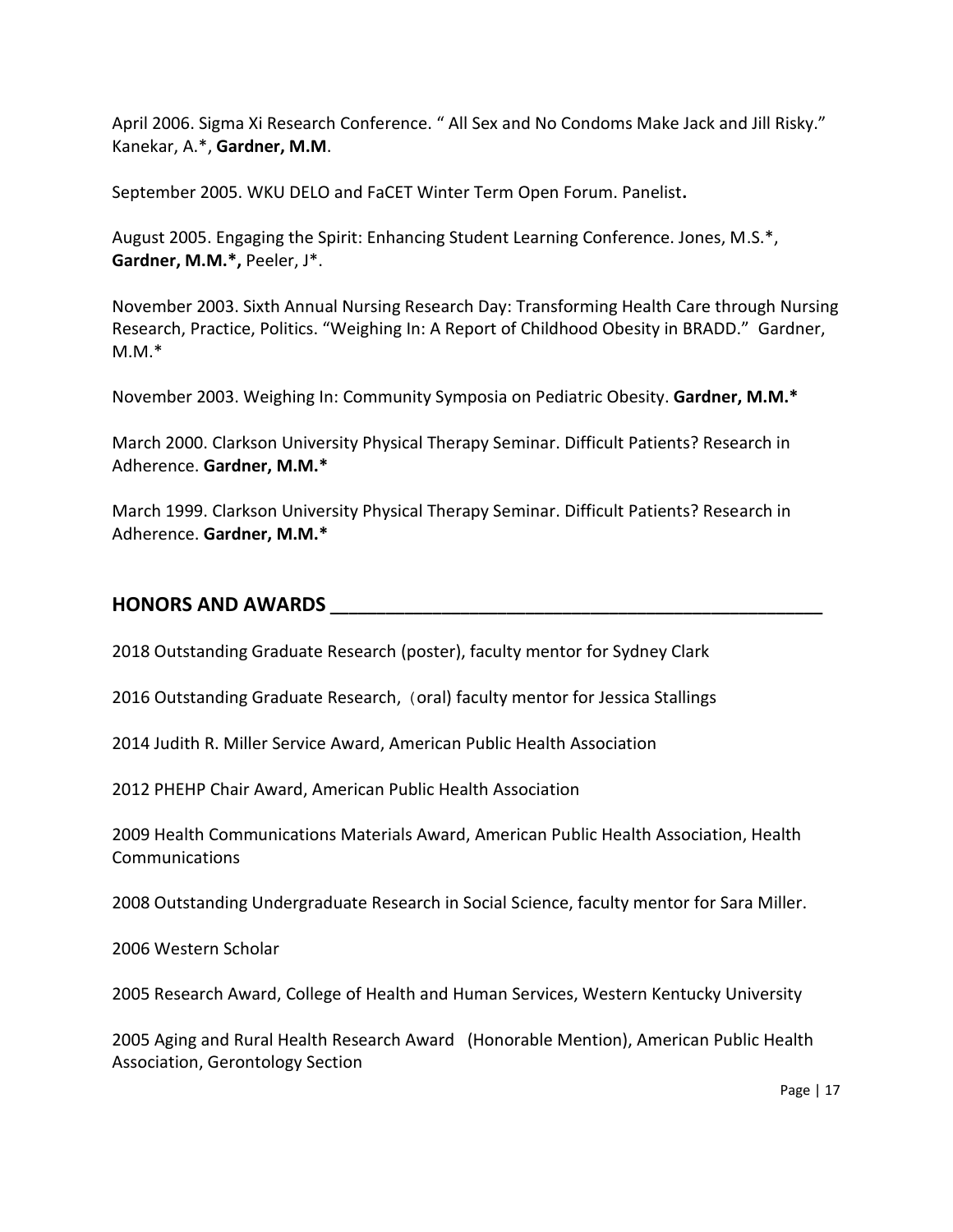April 2006. Sigma Xi Research Conference. " All Sex and No Condoms Make Jack and Jill Risky." Kanekar, A.*, **Gardner, M.M**.

September 2005. WKU DELO and FaCET Winter Term Open Forum. Panelist**.**

August 2005. Engaging the Spirit: Enhancing Student Learning Conference. Jones, M.S.*, **Gardner, M.M.*,** Peeler, J*.

November 2003. Sixth Annual Nursing Research Day: Transforming Health Care through Nursing Research, Practice, Politics. "Weighing In: A Report of Childhood Obesity in BRADD." Gardner, M.M.*

November 2003. Weighing In: Community Symposia on Pediatric Obesity. **Gardner, M.M.***

March 2000. Clarkson University Physical Therapy Seminar. Difficult Patients? Research in Adherence. **Gardner, M.M.***

March 1999. Clarkson University Physical Therapy Seminar. Difficult Patients? Research in Adherence. **Gardner, M.M.***

## HONORS AND AWARDS

2018 Outstanding Graduate Research (poster), faculty mentor for Sydney Clark

2016 Outstanding Graduate Research, (oral) faculty mentor for Jessica Stallings

2014 Judith R. Miller Service Award, American Public Health Association

2012 PHEHP Chair Award, American Public Health Association

2009 Health Communications Materials Award, American Public Health Association, Health Communications

2008 Outstanding Undergraduate Research in Social Science, faculty mentor for Sara Miller.

2006 Western Scholar

2005 Research Award, College of Health and Human Services, Western Kentucky University

2005 Aging and Rural Health Research Award (Honorable Mention), American Public Health Association, Gerontology Section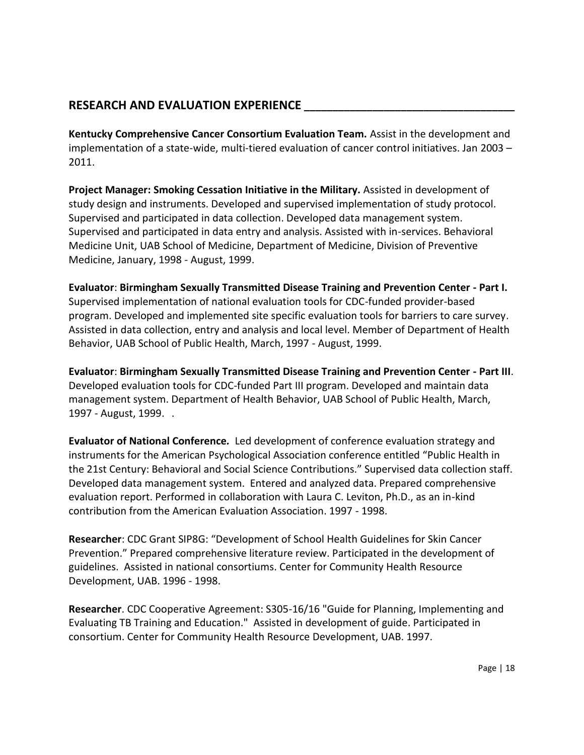## RESEARCH AND EVALUATION EXPERIENCE

**Kentucky Comprehensive Cancer Consortium Evaluation Team.** Assist in the development and implementation of a state-wide, multi-tiered evaluation of cancer control initiatives. Jan 2003 – 2011.

**Project Manager: Smoking Cessation Initiative in the Military.** Assisted in development of study design and instruments. Developed and supervised implementation of study protocol. Supervised and participated in data collection. Developed data management system. Supervised and participated in data entry and analysis. Assisted with in-services. Behavioral Medicine Unit, UAB School of Medicine, Department of Medicine, Division of Preventive Medicine, January, 1998 - August, 1999.

**Evaluator**: **Birmingham Sexually Transmitted Disease Training and Prevention Center - Part I.** Supervised implementation of national evaluation tools for CDC-funded provider-based program. Developed and implemented site specific evaluation tools for barriers to care survey. Assisted in data collection, entry and analysis and local level. Member of Department of Health Behavior, UAB School of Public Health, March, 1997 - August, 1999.

**Evaluator**: **Birmingham Sexually Transmitted Disease Training and Prevention Center - Part III**. Developed evaluation tools for CDC-funded Part III program. Developed and maintain data management system. Department of Health Behavior, UAB School of Public Health, March, 1997 - August, 1999. .

**Evaluator of National Conference.** Led development of conference evaluation strategy and instruments for the American Psychological Association conference entitled "Public Health in the 21st Century: Behavioral and Social Science Contributions." Supervised data collection staff. Developed data management system. Entered and analyzed data. Prepared comprehensive evaluation report. Performed in collaboration with Laura C. Leviton, Ph.D., as an in-kind contribution from the American Evaluation Association. 1997 - 1998.

**Researcher**: CDC Grant SIP8G: "Development of School Health Guidelines for Skin Cancer Prevention." Prepared comprehensive literature review. Participated in the development of guidelines. Assisted in national consortiums. Center for Community Health Resource Development, UAB. 1996 - 1998.

**Researcher**. CDC Cooperative Agreement: S305-16/16 "Guide for Planning, Implementing and Evaluating TB Training and Education." Assisted in development of guide. Participated in consortium. Center for Community Health Resource Development, UAB. 1997.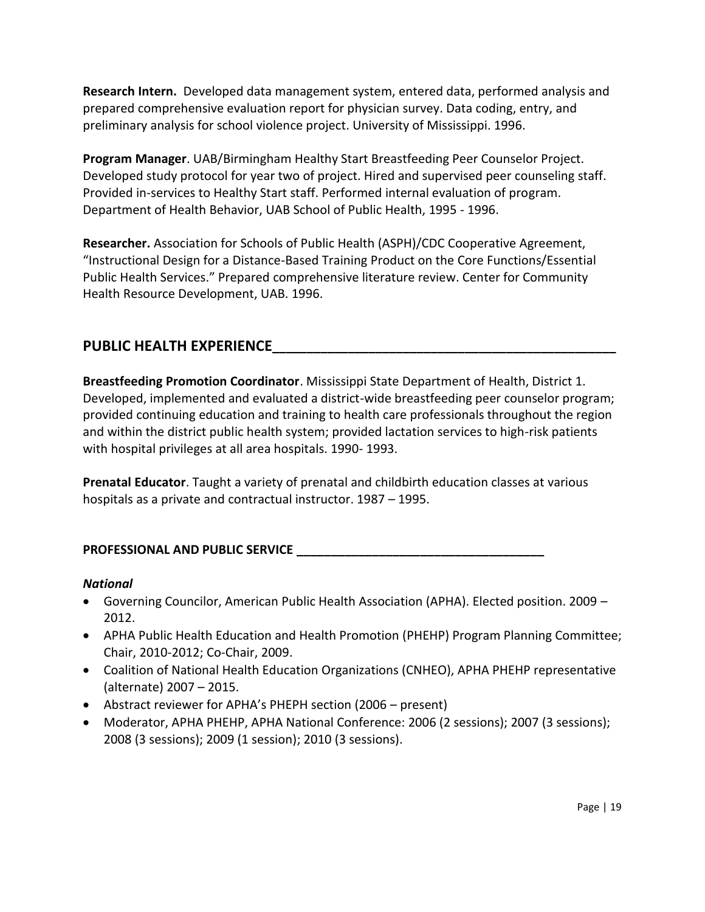**Research Intern.** Developed data management system, entered data, performed analysis and prepared comprehensive evaluation report for physician survey. Data coding, entry, and preliminary analysis for school violence project. University of Mississippi. 1996.

**Program Manager**. UAB/Birmingham Healthy Start Breastfeeding Peer Counselor Project. Developed study protocol for year two of project. Hired and supervised peer counseling staff. Provided in-services to Healthy Start staff. Performed internal evaluation of program. Department of Health Behavior, UAB School of Public Health, 1995 - 1996.

**Researcher.** Association for Schools of Public Health (ASPH)/CDC Cooperative Agreement, "Instructional Design for a Distance-Based Training Product on the Core Functions/Essential Public Health Services." Prepared comprehensive literature review. Center for Community Health Resource Development, UAB. 1996.

## PUBLIC HEALTH EXPERIENCE

**Breastfeeding Promotion Coordinator**. Mississippi State Department of Health, District 1. Developed, implemented and evaluated a district-wide breastfeeding peer counselor program; provided continuing education and training to health care professionals throughout the region and within the district public health system; provided lactation services to high-risk patients with hospital privileges at all area hospitals. 1990- 1993.

**Prenatal Educator**. Taught a variety of prenatal and childbirth education classes at various hospitals as a private and contractual instructor. 1987 – 1995.

### PROFESSIONAL AND PUBLIC SERVICE

***National***

- Governing Councilor, American Public Health Association (APHA). Elected position. 2009 – 2012.
- APHA Public Health Education and Health Promotion (PHEHP) Program Planning Committee; Chair, 2010-2012; Co-Chair, 2009.
- Coalition of National Health Education Organizations (CNHEO), APHA PHEHP representative (alternate) 2007 – 2015.
- Abstract reviewer for APHA's PHEPH section (2006 – present)
- Moderator, APHA PHEHP, APHA National Conference: 2006 (2 sessions); 2007 (3 sessions); 2008 (3 sessions); 2009 (1 session); 2010 (3 sessions).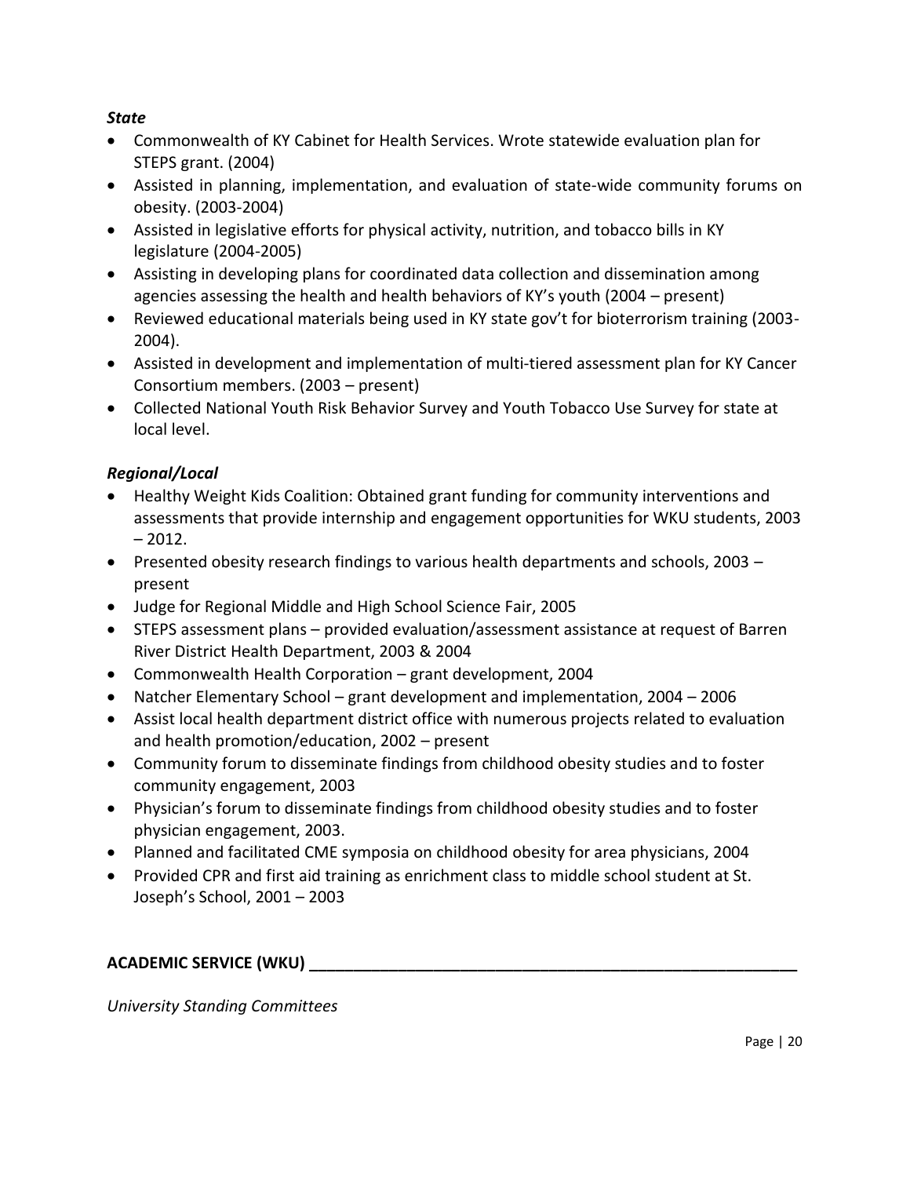***State***

- Commonwealth of KY Cabinet for Health Services. Wrote statewide evaluation plan for STEPS grant. (2004)
- Assisted in planning, implementation, and evaluation of state-wide community forums on obesity. (2003-2004)
- Assisted in legislative efforts for physical activity, nutrition, and tobacco bills in KY legislature (2004-2005)
- Assisting in developing plans for coordinated data collection and dissemination among agencies assessing the health and health behaviors of KY's youth (2004 – present)
- Reviewed educational materials being used in KY state gov't for bioterrorism training (2003-2004).
- Assisted in development and implementation of multi-tiered assessment plan for KY Cancer Consortium members. (2003 – present)
- Collected National Youth Risk Behavior Survey and Youth Tobacco Use Survey for state at local level.

***Regional/Local***

- Healthy Weight Kids Coalition: Obtained grant funding for community interventions and assessments that provide internship and engagement opportunities for WKU students, 2003 – 2012.
- Presented obesity research findings to various health departments and schools, 2003 – present
- Judge for Regional Middle and High School Science Fair, 2005
- STEPS assessment plans – provided evaluation/assessment assistance at request of Barren River District Health Department, 2003 & 2004
- Commonwealth Health Corporation – grant development, 2004
- Natcher Elementary School – grant development and implementation, 2004 – 2006
- Assist local health department district office with numerous projects related to evaluation and health promotion/education, 2002 – present
- Community forum to disseminate findings from childhood obesity studies and to foster community engagement, 2003
- Physician's forum to disseminate findings from childhood obesity studies and to foster physician engagement, 2003.
- Planned and facilitated CME symposia on childhood obesity for area physicians, 2004
- Provided CPR and first aid training as enrichment class to middle school student at St. Joseph's School, 2001 – 2003

**ACADEMIC SERVICE (WKU)**

*University Standing Committees*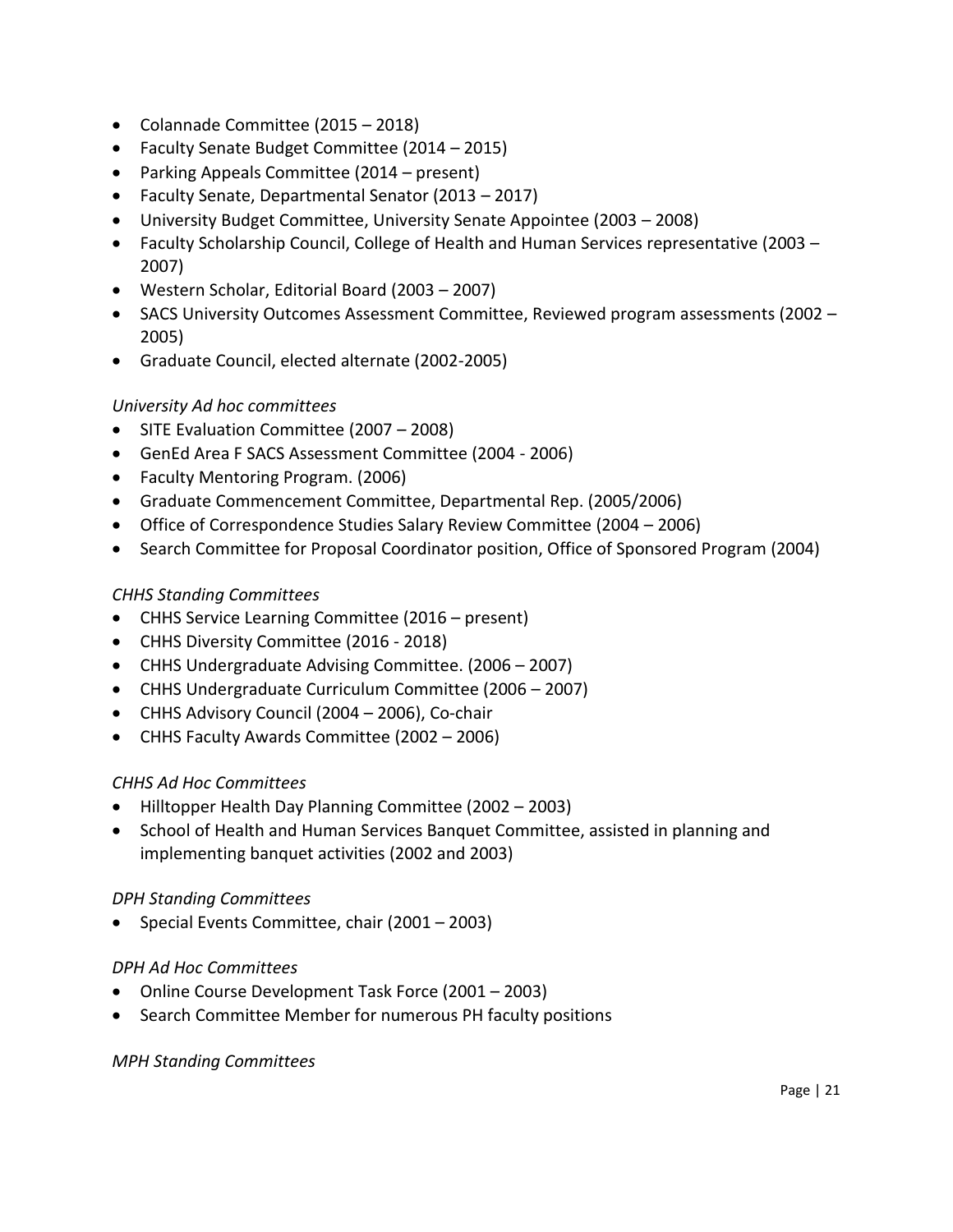- Colannade Committee (2015 – 2018)
- Faculty Senate Budget Committee (2014 – 2015)
- Parking Appeals Committee (2014 – present)
- Faculty Senate, Departmental Senator (2013 – 2017)
- University Budget Committee, University Senate Appointee (2003 – 2008)
- Faculty Scholarship Council, College of Health and Human Services representative (2003 – 2007)
- Western Scholar, Editorial Board (2003 – 2007)
- SACS University Outcomes Assessment Committee, Reviewed program assessments (2002 – 2005)
- Graduate Council, elected alternate (2002-2005)

*University Ad hoc committees*

- SITE Evaluation Committee (2007 – 2008)
- GenEd Area F SACS Assessment Committee (2004 - 2006)
- Faculty Mentoring Program. (2006)
- Graduate Commencement Committee, Departmental Rep. (2005/2006)
- Office of Correspondence Studies Salary Review Committee (2004 – 2006)
- Search Committee for Proposal Coordinator position, Office of Sponsored Program (2004)

*CHHS Standing Committees*

- CHHS Service Learning Committee (2016 – present)
- CHHS Diversity Committee (2016 - 2018)
- CHHS Undergraduate Advising Committee. (2006 – 2007)
- CHHS Undergraduate Curriculum Committee (2006 – 2007)
- CHHS Advisory Council (2004 – 2006), Co-chair
- CHHS Faculty Awards Committee (2002 – 2006)

*CHHS Ad Hoc Committees*

- Hilltopper Health Day Planning Committee (2002 – 2003)
- School of Health and Human Services Banquet Committee, assisted in planning and implementing banquet activities (2002 and 2003)

*DPH Standing Committees*

- Special Events Committee, chair (2001 – 2003)

*DPH Ad Hoc Committees*

- Online Course Development Task Force (2001 – 2003)
- Search Committee Member for numerous PH faculty positions

*MPH Standing Committees*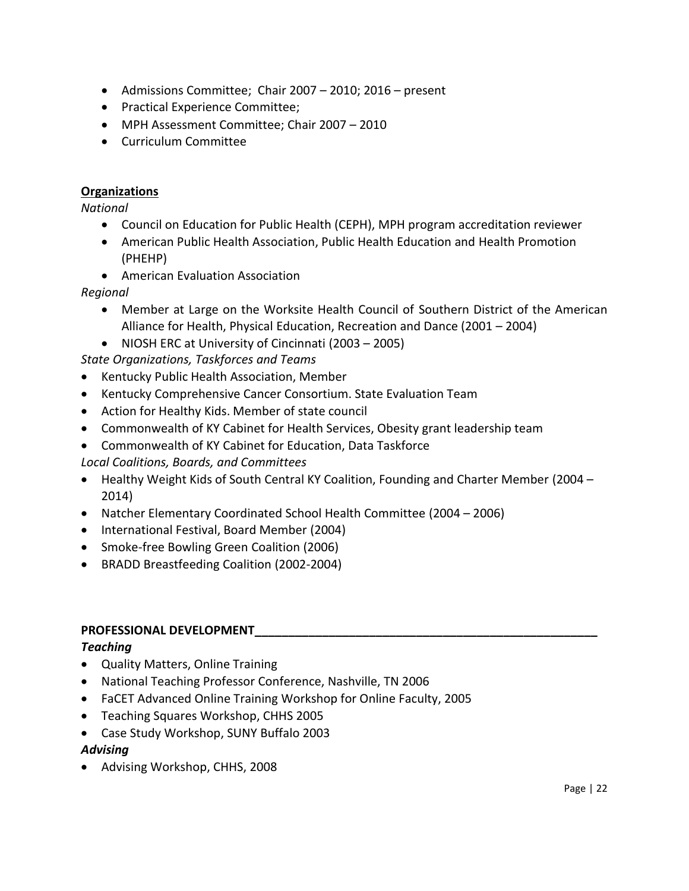- Admissions Committee; Chair 2007 – 2010; 2016 – present
- Practical Experience Committee;
- MPH Assessment Committee; Chair 2007 – 2010
- Curriculum Committee

**Organizations**

*National*

- Council on Education for Public Health (CEPH), MPH program accreditation reviewer
- American Public Health Association, Public Health Education and Health Promotion (PHEHP)
- American Evaluation Association

*Regional*

- Member at Large on the Worksite Health Council of Southern District of the American Alliance for Health, Physical Education, Recreation and Dance (2001 – 2004)
- NIOSH ERC at University of Cincinnati (2003 – 2005)

*State Organizations, Taskforces and Teams*

- Kentucky Public Health Association, Member
- Kentucky Comprehensive Cancer Consortium. State Evaluation Team
- Action for Healthy Kids. Member of state council
- Commonwealth of KY Cabinet for Health Services, Obesity grant leadership team
- Commonwealth of KY Cabinet for Education, Data Taskforce

*Local Coalitions, Boards, and Committees*

- Healthy Weight Kids of South Central KY Coalition, Founding and Charter Member (2004 – 2014)
- Natcher Elementary Coordinated School Health Committee (2004 – 2006)
- International Festival, Board Member (2004)
- Smoke-free Bowling Green Coalition (2006)
- BRADD Breastfeeding Coalition (2002-2004)

## PROFESSIONAL DEVELOPMENT

***Teaching***

- Quality Matters, Online Training
- National Teaching Professor Conference, Nashville, TN 2006
- FaCET Advanced Online Training Workshop for Online Faculty, 2005
- Teaching Squares Workshop, CHHS 2005
- Case Study Workshop, SUNY Buffalo 2003

***Advising***

- Advising Workshop, CHHS, 2008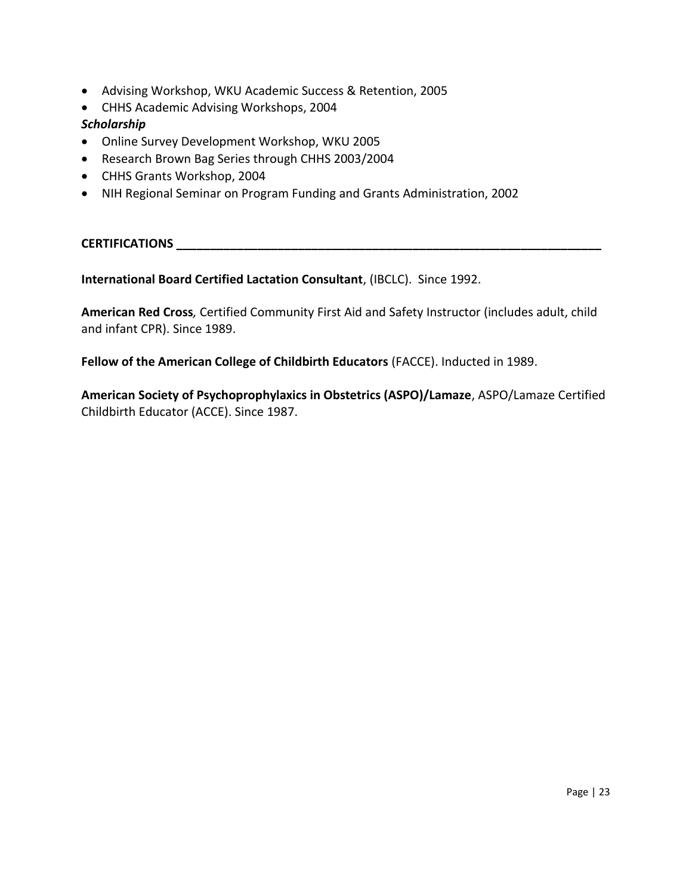- Advising Workshop, WKU Academic Success & Retention, 2005
- CHHS Academic Advising Workshops, 2004

***Scholarship***

- Online Survey Development Workshop, WKU 2005
- Research Brown Bag Series through CHHS 2003/2004
- CHHS Grants Workshop, 2004
- NIH Regional Seminar on Program Funding and Grants Administration, 2002

## CERTIFICATIONS

**International Board Certified Lactation Consultant**, (IBCLC). Since 1992.

**American Red Cross***,* Certified Community First Aid and Safety Instructor (includes adult, child and infant CPR). Since 1989.

**Fellow of the American College of Childbirth Educators** (FACCE). Inducted in 1989.

**American Society of Psychoprophylaxics in Obstetrics (ASPO)/Lamaze**, ASPO/Lamaze Certified Childbirth Educator (ACCE). Since 1987.